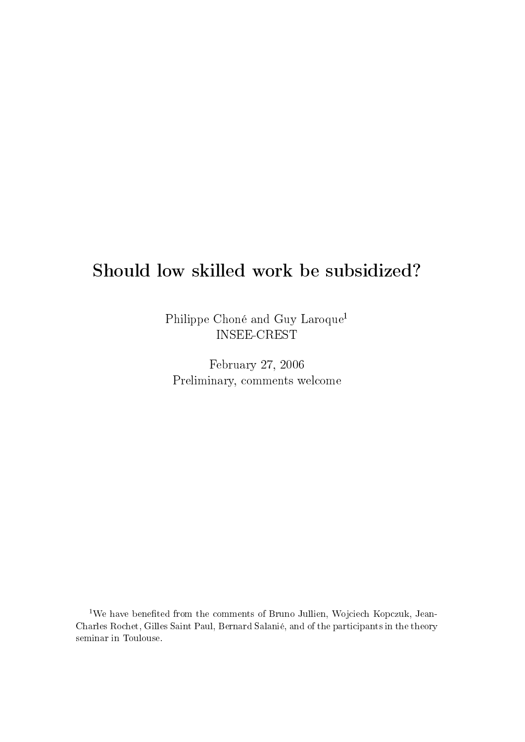# Should low skilled work be subsidized?

Philippe Choné and Guy Laroque[1]
INSEE-CREST

February 27, 2006
Preliminary, comments welcome

[1]We have benefited from the comments of Bruno Jullien, Wojciech Kopczuk, Jean-Charles Rochet, Gilles Saint Paul, Bernard Salanié, and of the participants in the theory seminar in Toulouse.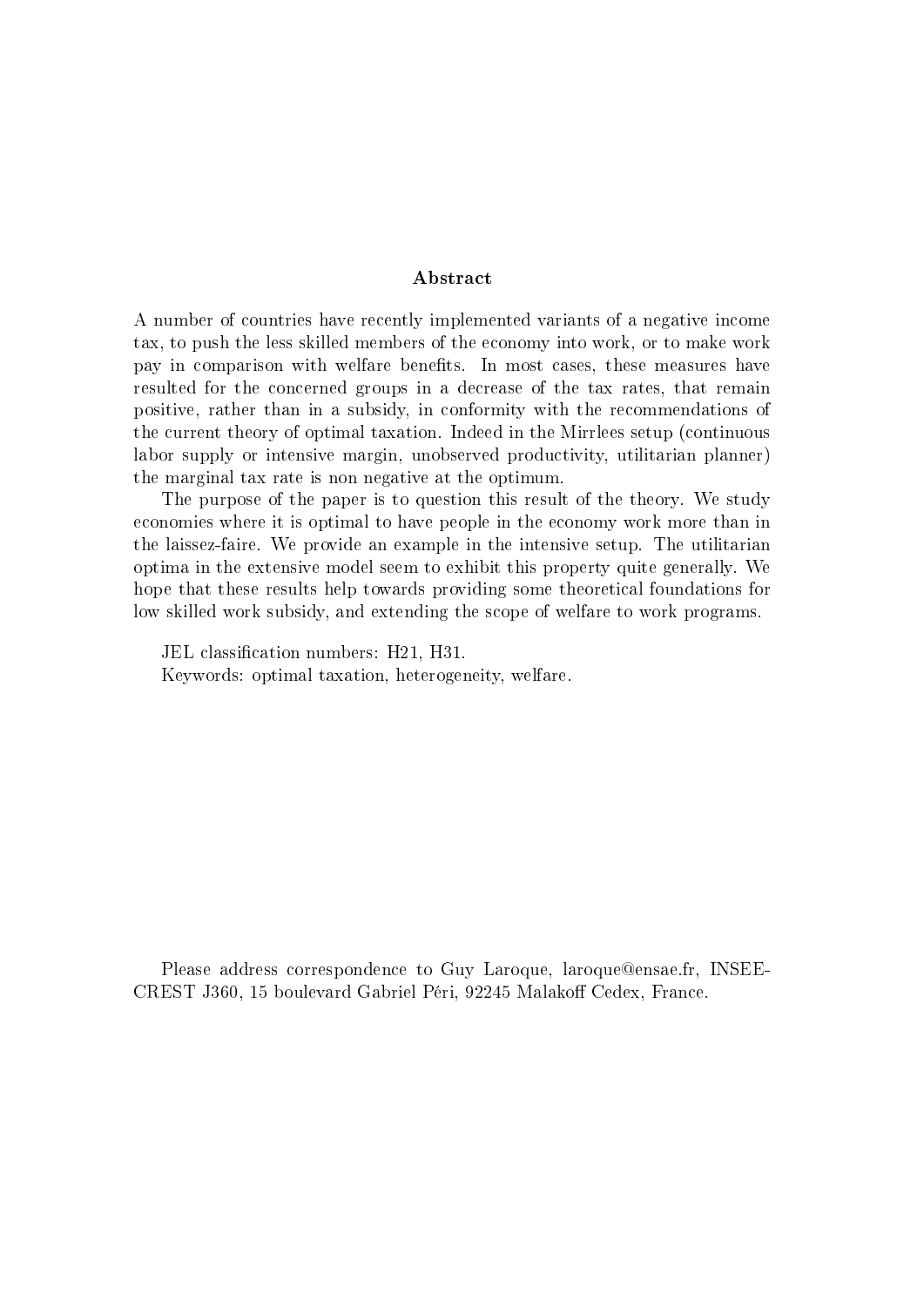## Abstract

A number of countries have recently implemented variants of a negative income tax, to push the less skilled members of the economy into work, or to make work pay in comparison with welfare benefits. In most cases, these measures have resulted for the concerned groups in a decrease of the tax rates, that remain positive, rather than in a subsidy, in conformity with the recommendations of the current theory of optimal taxation. Indeed in the Mirrlees setup (continuous labor supply or intensive margin, unobserved productivity, utilitarian planner) the marginal tax rate is non negative at the optimum.

The purpose of the paper is to question this result of the theory. We study economies where it is optimal to have people in the economy work more than in the laissez-faire. We provide an example in the intensive setup. The utilitarian optima in the extensive model seem to exhibit this property quite generally. We hope that these results help towards providing some theoretical foundations for low skilled work subsidy, and extending the scope of welfare to work programs.

JEL classification numbers: H21, H31.
Keywords: optimal taxation, heterogeneity, welfare.

Please address correspondence to Guy Laroque, laroque@ensae.fr, INSEE-CREST J360, 15 boulevard Gabriel Péri, 92245 Malakoff Cedex, France.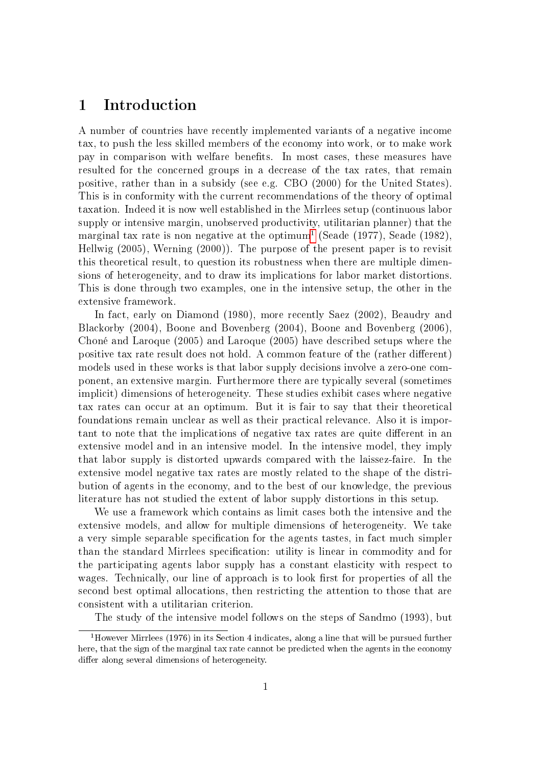# 1 Introduction

A number of countries have recently implemented variants of a negative income tax, to push the less skilled members of the economy into work, or to make work pay in comparison with welfare benefits. In most cases, these measures have resulted for the concerned groups in a decrease of the tax rates, that remain positive, rather than in a subsidy (see e.g. CBO (2000) for the United States). This is in conformity with the current recommendations of the theory of optimal taxation. Indeed it is now well established in the Mirrlees setup (continuous labor supply or intensive margin, unobserved productivity, utilitarian planner) that the marginal tax rate is non negative at the optimum[1] (Seade (1977), Seade (1982), Hellwig (2005), Werning (2000)). The purpose of the present paper is to revisit this theoretical result, to question its robustness when there are multiple dimensions of heterogeneity, and to draw its implications for labor market distortions. This is done through two examples, one in the intensive setup, the other in the extensive framework.

In fact, early on Diamond (1980), more recently Saez (2002), Beaudry and Blackorby (2004), Boone and Bovenberg (2004), Boone and Bovenberg (2006), Choné and Laroque (2005) and Laroque (2005) have described setups where the positive tax rate result does not hold. A common feature of the (rather different) models used in these works is that labor supply decisions involve a zero-one component, an extensive margin. Furthermore there are typically several (sometimes implicit) dimensions of heterogeneity. These studies exhibit cases where negative tax rates can occur at an optimum. But it is fair to say that their theoretical foundations remain unclear as well as their practical relevance. Also it is important to note that the implications of negative tax rates are quite different in an extensive model and in an intensive model. In the intensive model, they imply that labor supply is distorted upwards compared with the laissez-faire. In the extensive model negative tax rates are mostly related to the shape of the distribution of agents in the economy, and to the best of our knowledge, the previous literature has not studied the extent of labor supply distortions in this setup.

We use a framework which contains as limit cases both the intensive and the extensive models, and allow for multiple dimensions of heterogeneity. We take a very simple separable specification for the agents tastes, in fact much simpler than the standard Mirrlees specification: utility is linear in commodity and for the participating agents labor supply has a constant elasticity with respect to wages. Technically, our line of approach is to look first for properties of all the second best optimal allocations, then restricting the attention to those that are consistent with a utilitarian criterion.

The study of the intensive model follows on the steps of Sandmo (1993), but

[1] However Mirrlees (1976) in its Section 4 indicates, along a line that will be pursued further here, that the sign of the marginal tax rate cannot be predicted when the agents in the economy differ along several dimensions of heterogeneity.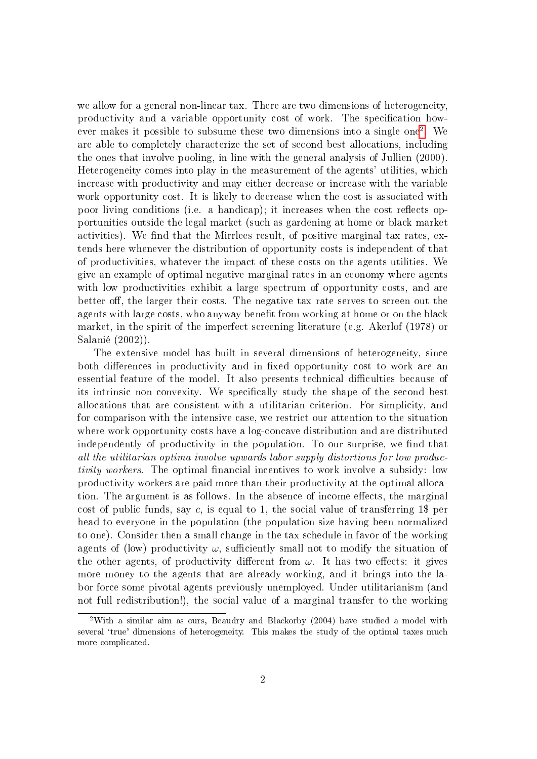we allow for a general non-linear tax. There are two dimensions of heterogeneity, productivity and a variable opportunity cost of work. The specification however makes it possible to subsume these two dimensions into a single one[2]. We are able to completely characterize the set of second best allocations, including the ones that involve pooling, in line with the general analysis of Jullien (2000). Heterogeneity comes into play in the measurement of the agents' utilities, which increase with productivity and may either decrease or increase with the variable work opportunity cost. It is likely to decrease when the cost is associated with poor living conditions (i.e. a handicap); it increases when the cost reflects opportunities outside the legal market (such as gardening at home or black market activities). We find that the Mirrlees result, of positive marginal tax rates, extends here whenever the distribution of opportunity costs is independent of that of productivities, whatever the impact of these costs on the agents utilities. We give an example of optimal negative marginal rates in an economy where agents with low productivities exhibit a large spectrum of opportunity costs, and are better off, the larger their costs. The negative tax rate serves to screen out the agents with large costs, who anyway benefit from working at home or on the black market, in the spirit of the imperfect screening literature (e.g. Akerlof (1978) or Salanié (2002)).

The extensive model has built in several dimensions of heterogeneity, since both differences in productivity and in fixed opportunity cost to work are an essential feature of the model. It also presents technical difficulties because of its intrinsic non convexity. We specifically study the shape of the second best allocations that are consistent with a utilitarian criterion. For simplicity, and for comparison with the intensive case, we restrict our attention to the situation where work opportunity costs have a log-concave distribution and are distributed independently of productivity in the population. To our surprise, we find that *all the utilitarian optima involve upwards labor supply distortions for low productivity workers*. The optimal financial incentives to work involve a subsidy: low productivity workers are paid more than their productivity at the optimal allocation. The argument is as follows. In the absence of income effects, the marginal cost of public funds, say $c$, is equal to 1, the social value of transferring 1\$ per head to everyone in the population (the population size having been normalized to one). Consider then a small change in the tax schedule in favor of the working agents of (low) productivity $\omega$, sufficiently small not to modify the situation of the other agents, of productivity different from $\omega$. It has two effects: it gives more money to the agents that are already working, and it brings into the labor force some pivotal agents previously unemployed. Under utilitarianism (and not full redistribution!), the social value of a marginal transfer to the working

[2]With a similar aim as ours, Beaudry and Blackorby (2004) have studied a model with several 'true' dimensions of heterogeneity. This makes the study of the optimal taxes much more complicated.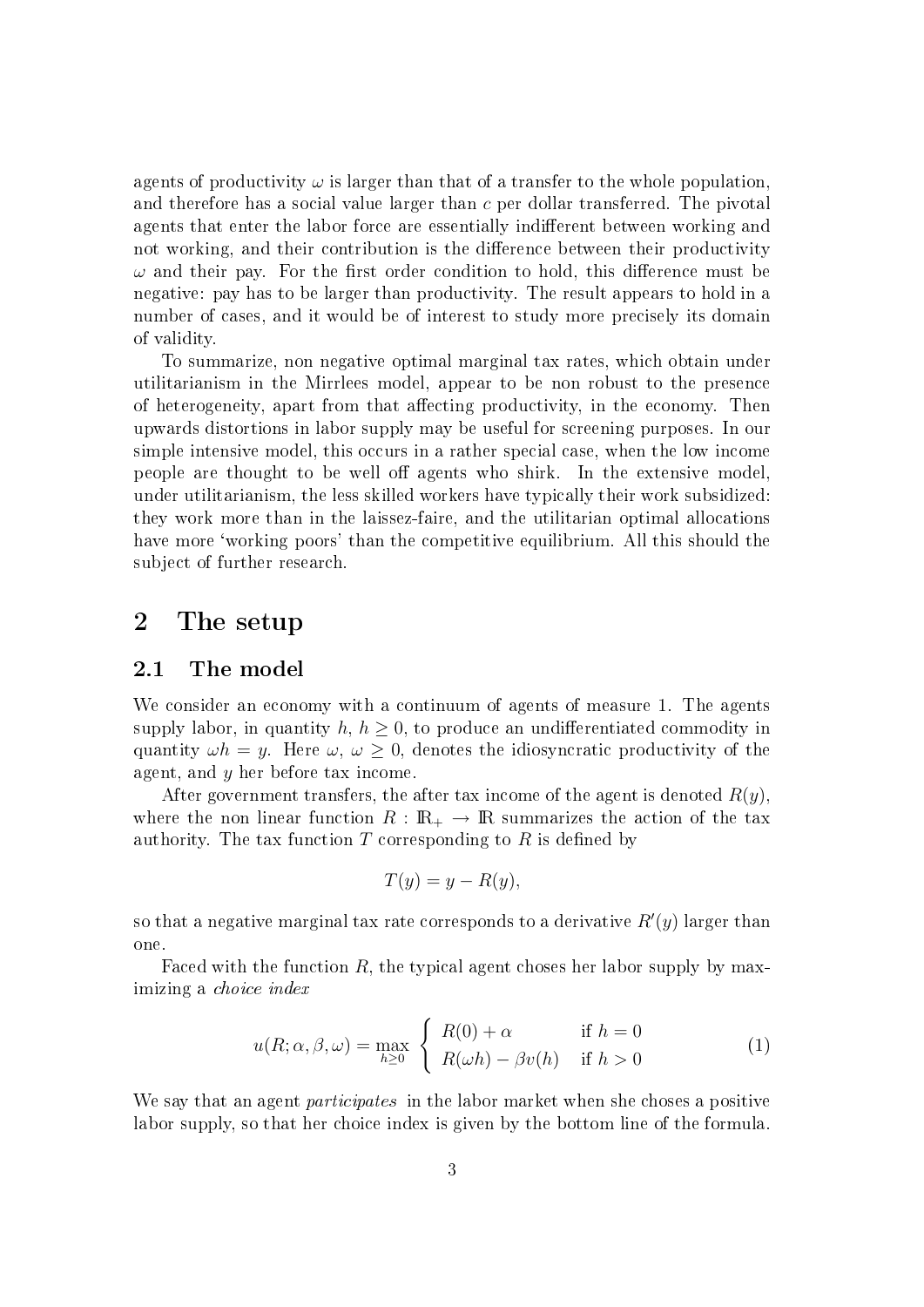agents of productivity $\omega$ is larger than that of a transfer to the whole population, and therefore has a social value larger than $c$ per dollar transferred. The pivotal agents that enter the labor force are essentially indifferent between working and not working, and their contribution is the difference between their productivity $\omega$ and their pay. For the first order condition to hold, this difference must be negative: pay has to be larger than productivity. The result appears to hold in a number of cases, and it would be of interest to study more precisely its domain of validity.

To summarize, non negative optimal marginal tax rates, which obtain under utilitarianism in the Mirrlees model, appear to be non robust to the presence of heterogeneity, apart from that affecting productivity, in the economy. Then upwards distortions in labor supply may be useful for screening purposes. In our simple intensive model, this occurs in a rather special case, when the low income people are thought to be well off agents who shirk. In the extensive model, under utilitarianism, the less skilled workers have typically their work subsidized: they work more than in the laissez-faire, and the utilitarian optimal allocations have more 'working poors' than the competitive equilibrium. All this should the subject of further research.

# 2 The setup

## 2.1 The model

We consider an economy with a continuum of agents of measure 1. The agents supply labor, in quantity $h$, $h \geq 0$, to produce an undifferentiated commodity in quantity $\omega h = y$. Here $\omega$, $\omega \geq 0$, denotes the idiosyncratic productivity of the agent, and $y$ her before tax income.

After government transfers, the after tax income of the agent is denoted $R(y)$, where the non linear function $R : \mathbb{R}_+ \to \mathbb{R}$ summarizes the action of the tax authority. The tax function $T$ corresponding to $R$ is defined by

$$T(y) = y - R(y),$$

so that a negative marginal tax rate corresponds to a derivative $R'(y)$ larger than one.

Faced with the function $R$, the typical agent choses her labor supply by maximizing a *choice index*

$$u(R; \alpha, \beta, \omega) = \max_{h \geq 0} \begin{cases} R(0) + \alpha & \text{if } h = 0 \\ R(\omega h) - \beta v(h) & \text{if } h > 0 \end{cases} \tag{1}$$

We say that an agent *participates* in the labor market when she choses a positive labor supply, so that her choice index is given by the bottom line of the formula.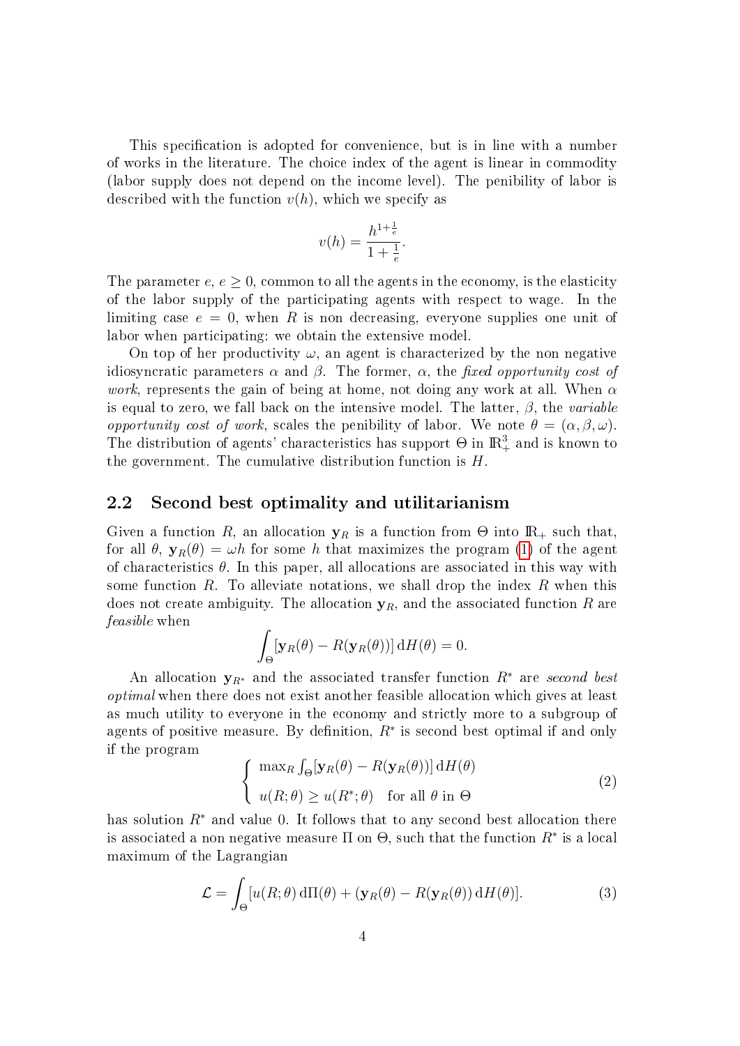This specification is adopted for convenience, but is in line with a number of works in the literature. The choice index of the agent is linear in commodity (labor supply does not depend on the income level). The penibility of labor is described with the function $v(h)$, which we specify as

$$v(h) = \frac{h^{1+\frac{1}{e}}}{1+\frac{1}{e}}.$$

The parameter $e$, $e \geq 0$, common to all the agents in the economy, is the elasticity of the labor supply of the participating agents with respect to wage. In the limiting case $e = 0$, when $R$ is non decreasing, everyone supplies one unit of labor when participating: we obtain the extensive model.

On top of her productivity $\omega$, an agent is characterized by the non negative idiosyncratic parameters $\alpha$ and $\beta$. The former, $\alpha$, the *fixed opportunity cost of work*, represents the gain of being at home, not doing any work at all. When $\alpha$ is equal to zero, we fall back on the intensive model. The latter, $\beta$, the *variable opportunity cost of work*, scales the penibility of labor. We note $\theta = (\alpha, \beta, \omega)$. The distribution of agents' characteristics has support $\Theta$ in $\mathbb{R}^3_+$ and is known to the government. The cumulative distribution function is $H$.

## 2.2 Second best optimality and utilitarianism

Given a function $R$, an allocation $\mathbf{y}_R$ is a function from $\Theta$ into $\mathbb{R}_+$ such that, for all $\theta$, $\mathbf{y}_R(\theta) = \omega h$ for some $h$ that maximizes the program (1) of the agent of characteristics $\theta$. In this paper, all allocations are associated in this way with some function $R$. To alleviate notations, we shall drop the index $R$ when this does not create ambiguity. The allocation $\mathbf{y}_R$, and the associated function $R$ are *feasible* when

$$\int_\Theta [\mathbf{y}_R(\theta) - R(\mathbf{y}_R(\theta))] \, \mathrm{d}H(\theta) = 0.$$

An allocation $\mathbf{y}_{R^*}$ and the associated transfer function $R^*$ are *second best optimal* when there does not exist another feasible allocation which gives at least as much utility to everyone in the economy and strictly more to a subgroup of agents of positive measure. By definition, $R^*$ is second best optimal if and only if the program

$$\begin{cases} \max_R \int_\Theta [\mathbf{y}_R(\theta) - R(\mathbf{y}_R(\theta))] \, \mathrm{d}H(\theta) \\ u(R;\theta) \geq u(R^*;\theta) \quad \text{for all } \theta \text{ in } \Theta \end{cases} \tag{2}$$

has solution $R^*$ and value 0. It follows that to any second best allocation there is associated a non negative measure $\Pi$ on $\Theta$, such that the function $R^*$ is a local maximum of the Lagrangian

$$\mathcal{L} = \int_\Theta [u(R;\theta) \, \mathrm{d}\Pi(\theta) + (\mathbf{y}_R(\theta) - R(\mathbf{y}_R(\theta)) \, \mathrm{d}H(\theta)]. \tag{3}$$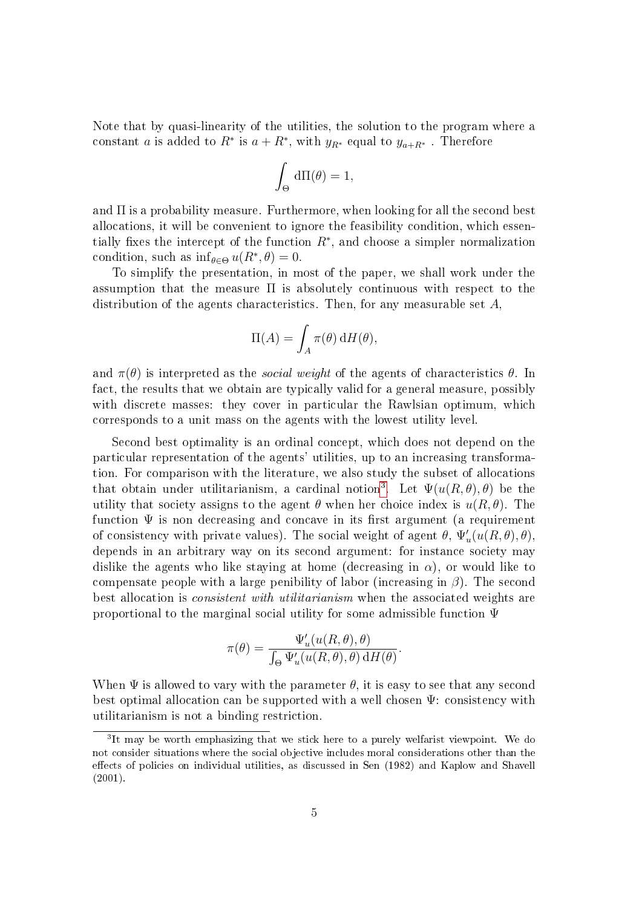Note that by quasi-linearity of the utilities, the solution to the program where a constant $a$ is added to $R^*$ is $a + R^*$, with $y_{R^*}$ equal to $y_{a+R^*}$ . Therefore

$$\int_{\Theta} \mathrm{d}\Pi(\theta) = 1,$$

and $\Pi$ is a probability measure. Furthermore, when looking for all the second best allocations, it will be convenient to ignore the feasibility condition, which essentially fixes the intercept of the function $R^*$, and choose a simpler normalization condition, such as $\inf_{\theta \in \Theta} u(R^*, \theta) = 0$.

To simplify the presentation, in most of the paper, we shall work under the assumption that the measure $\Pi$ is absolutely continuous with respect to the distribution of the agents characteristics. Then, for any measurable set $A$,

$$\Pi(A) = \int_A \pi(\theta) \, \mathrm{d}H(\theta),$$

and $\pi(\theta)$ is interpreted as the *social weight* of the agents of characteristics $\theta$. In fact, the results that we obtain are typically valid for a general measure, possibly with discrete masses: they cover in particular the Rawlsian optimum, which corresponds to a unit mass on the agents with the lowest utility level.

Second best optimality is an ordinal concept, which does not depend on the particular representation of the agents' utilities, up to an increasing transformation. For comparison with the literature, we also study the subset of allocations that obtain under utilitarianism, a cardinal notion[3]. Let $\Psi(u(R, \theta), \theta)$ be the utility that society assigns to the agent $\theta$ when her choice index is $u(R, \theta)$. The function $\Psi$ is non decreasing and concave in its first argument (a requirement of consistency with private values). The social weight of agent $\theta$, $\Psi'_u(u(R, \theta), \theta)$, depends in an arbitrary way on its second argument: for instance society may dislike the agents who like staying at home (decreasing in $\alpha$), or would like to compensate people with a large penibility of labor (increasing in $\beta$). The second best allocation is *consistent with utilitarianism* when the associated weights are proportional to the marginal social utility for some admissible function $\Psi$

$$\pi(\theta) = \frac{\Psi'_u(u(R, \theta), \theta)}{\int_{\Theta} \Psi'_u(u(R, \theta), \theta) \, \mathrm{d}H(\theta)}.$$

When $\Psi$ is allowed to vary with the parameter $\theta$, it is easy to see that any second best optimal allocation can be supported with a well chosen $\Psi$: consistency with utilitarianism is not a binding restriction.

[3] It may be worth emphasizing that we stick here to a purely welfarist viewpoint. We do not consider situations where the social objective includes moral considerations other than the effects of policies on individual utilities, as discussed in Sen (1982) and Kaplow and Shavell (2001).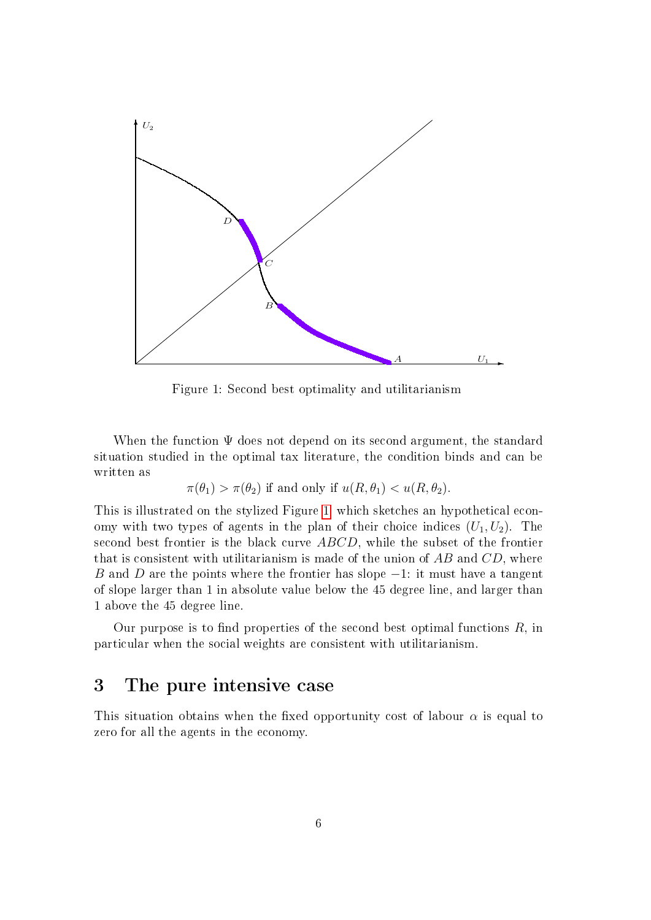Figure 1: Second best optimality and utilitarianism

When the function $\Psi$ does not depend on its second argument, the standard situation studied in the optimal tax literature, the condition binds and can be written as

$$\pi(\theta_1) > \pi(\theta_2) \text{ if and only if } u(R, \theta_1) < u(R, \theta_2).$$

This is illustrated on the stylized Figure 1 which sketches an hypothetical economy with two types of agents in the plan of their choice indices $(U_1, U_2)$. The second best frontier is the black curve $ABCD$, while the subset of the frontier that is consistent with utilitarianism is made of the union of $AB$ and $CD$, where $B$ and $D$ are the points where the frontier has slope $-1$: it must have a tangent of slope larger than 1 in absolute value below the 45 degree line, and larger than 1 above the 45 degree line.

Our purpose is to find properties of the second best optimal functions $R$, in particular when the social weights are consistent with utilitarianism.

## 3 The pure intensive case

This situation obtains when the fixed opportunity cost of labour $\alpha$ is equal to zero for all the agents in the economy.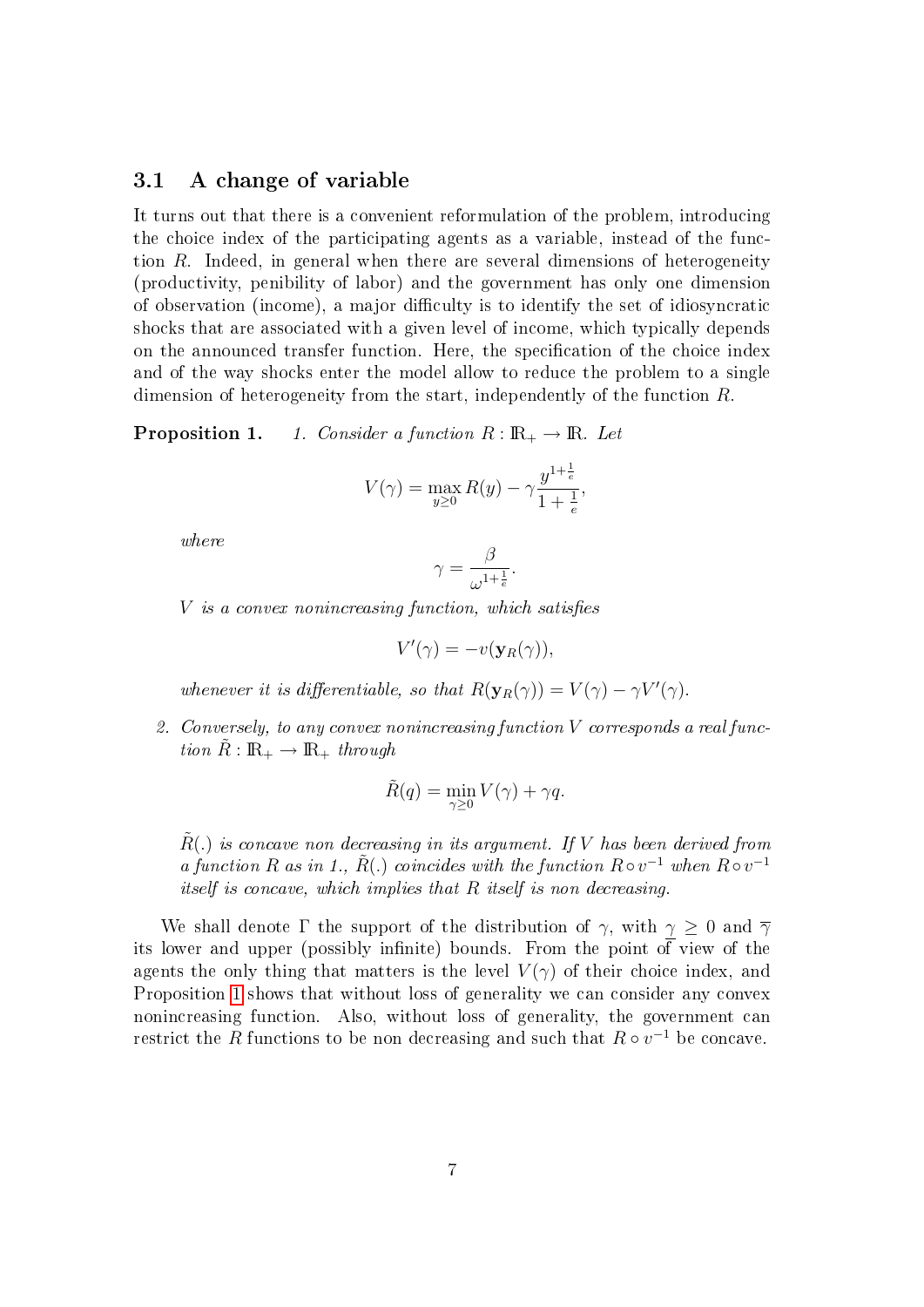### 3.1 A change of variable

It turns out that there is a convenient reformulation of the problem, introducing the choice index of the participating agents as a variable, instead of the function $R$. Indeed, in general when there are several dimensions of heterogeneity (productivity, penibility of labor) and the government has only one dimension of observation (income), a major difficulty is to identify the set of idiosyncratic shocks that are associated with a given level of income, which typically depends on the announced transfer function. Here, the specification of the choice index and of the way shocks enter the model allow to reduce the problem to a single dimension of heterogeneity from the start, independently of the function $R$.

**Proposition 1.** *1. Consider a function $R : \mathbb{R}_+ \to \mathbb{R}$. Let*

$$V(\gamma) = \max_{y \geq 0} R(y) - \gamma \frac{y^{1+\frac{1}{e}}}{1+\frac{1}{e}},$$

*where*

$$\gamma = \frac{\beta}{\omega^{1+\frac{1}{e}}}.$$

*$V$ is a convex nonincreasing function, which satisfies*

$$V'(\gamma) = -v(\mathbf{y}_R(\gamma)),$$

*whenever it is differentiable, so that $R(\mathbf{y}_R(\gamma)) = V(\gamma) - \gamma V'(\gamma)$.*

*2. Conversely, to any convex nonincreasing function $V$ corresponds a real function $\tilde{R} : \mathbb{R}_+ \to \mathbb{R}_+$ through*

$$\tilde{R}(q) = \min_{\gamma \geq 0} V(\gamma) + \gamma q.$$

*$\tilde{R}(.)$ is concave non decreasing in its argument. If $V$ has been derived from a function $R$ as in 1., $\tilde{R}(.)$ coincides with the function $R \circ v^{-1}$ when $R \circ v^{-1}$ itself is concave, which implies that $R$ itself is non decreasing.*

We shall denote $\Gamma$ the support of the distribution of $\gamma$, with $\underline{\gamma} \geq 0$ and $\overline{\gamma}$ its lower and upper (possibly infinite) bounds. From the point of view of the agents the only thing that matters is the level $V(\gamma)$ of their choice index, and Proposition 1 shows that without loss of generality we can consider any convex nonincreasing function. Also, without loss of generality, the government can restrict the $R$ functions to be non decreasing and such that $R \circ v^{-1}$ be concave.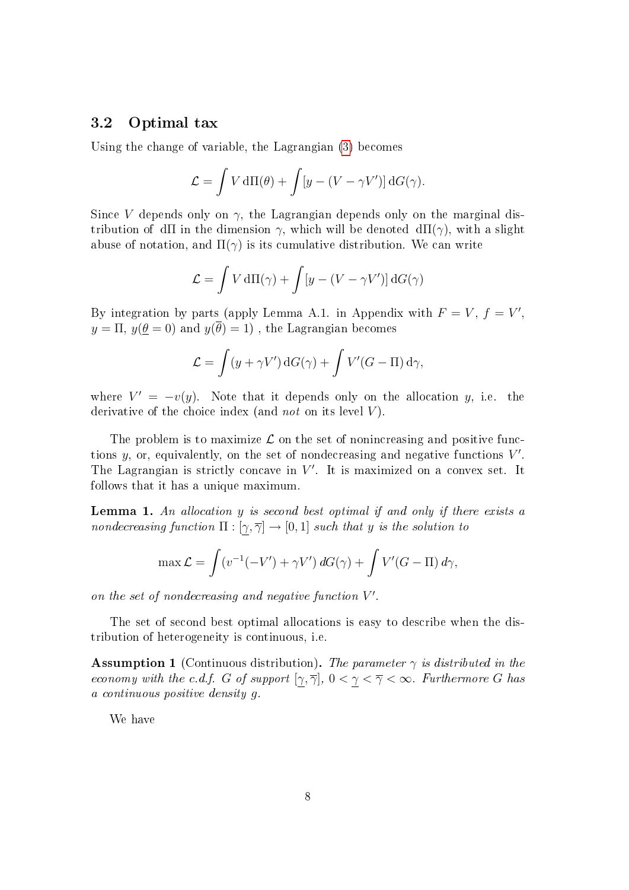### 3.2 Optimal tax

Using the change of variable, the Lagrangian (3) becomes

$$\mathcal{L} = \int V \, \mathrm{d}\Pi(\theta) + \int [y - (V - \gamma V')] \, \mathrm{d}G(\gamma).$$

Since $V$ depends only on $\gamma$, the Lagrangian depends only on the marginal distribution of $\mathrm{d}\Pi$ in the dimension $\gamma$, which will be denoted $\mathrm{d}\Pi(\gamma)$, with a slight abuse of notation, and $\Pi(\gamma)$ is its cumulative distribution. We can write

$$\mathcal{L} = \int V \, \mathrm{d}\Pi(\gamma) + \int [y - (V - \gamma V')] \, \mathrm{d}G(\gamma)$$

By integration by parts (apply Lemma A.1. in Appendix with $F = V$, $f = V'$, $y = \Pi$, $y(\underline{\theta} = 0)$ and $y(\overline{\theta}) = 1$) , the Lagrangian becomes

$$\mathcal{L} = \int (y + \gamma V') \, \mathrm{d}G(\gamma) + \int V'(G - \Pi) \, \mathrm{d}\gamma,$$

where $V' = -v(y)$. Note that it depends only on the allocation $y$, i.e. the derivative of the choice index (and *not* on its level $V$).

The problem is to maximize $\mathcal{L}$ on the set of nonincreasing and positive functions $y$, or, equivalently, on the set of nondecreasing and negative functions $V'$. The Lagrangian is strictly concave in $V'$. It is maximized on a convex set. It follows that it has a unique maximum.

**Lemma 1.** *An allocation $y$ is second best optimal if and only if there exists a nondecreasing function $\Pi : [\underline{\gamma}, \overline{\gamma}] \rightarrow [0, 1]$ such that $y$ is the solution to*

$$\max \mathcal{L} = \int (v^{-1}(-V') + \gamma V') \, dG(\gamma) + \int V'(G - \Pi) \, d\gamma,$$

*on the set of nondecreasing and negative function $V'$.*

The set of second best optimal allocations is easy to describe when the distribution of heterogeneity is continuous, i.e.

**Assumption 1** (Continuous distribution)**.** *The parameter $\gamma$ is distributed in the economy with the c.d.f. $G$ of support $[\underline{\gamma}, \overline{\gamma}]$, $0 < \underline{\gamma} < \overline{\gamma} < \infty$. Furthermore $G$ has a continuous positive density $g$.*

We have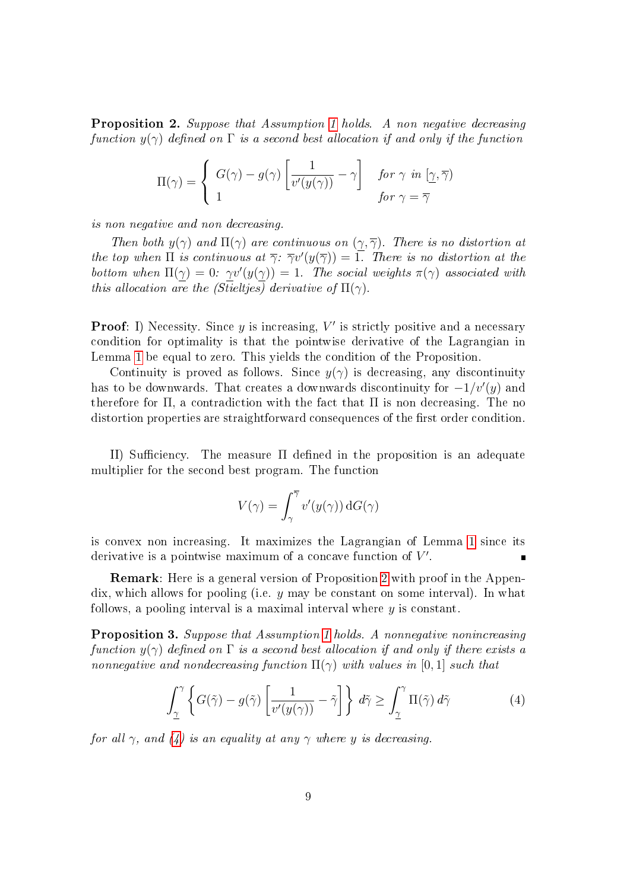**Proposition 2.** *Suppose that Assumption 1 holds. A non negative decreasing function $y(\gamma)$ defined on $\Gamma$ is a second best allocation if and only if the function*

$$\Pi(\gamma) = \begin{cases} G(\gamma) - g(\gamma)\left[\dfrac{1}{v'(y(\gamma))} - \gamma\right] & \text{for } \gamma \text{ in } [\underline{\gamma}, \overline{\gamma}) \\ 1 & \text{for } \gamma = \overline{\gamma} \end{cases}$$

*is non negative and non decreasing.*

*Then both $y(\gamma)$ and $\Pi(\gamma)$ are continuous on $(\underline{\gamma}, \overline{\gamma})$. There is no distortion at the top when $\Pi$ is continuous at $\overline{\gamma}$: $\overline{\gamma}v'(y(\overline{\gamma})) = 1$. There is no distortion at the bottom when $\Pi(\underline{\gamma}) = 0$: $\underline{\gamma}v'(y(\underline{\gamma})) = 1$. The social weights $\pi(\gamma)$ associated with this allocation are the (Stieltjes) derivative of $\Pi(\gamma)$.*

**Proof**: I) Necessity. Since $y$ is increasing, $V'$ is strictly positive and a necessary condition for optimality is that the pointwise derivative of the Lagrangian in Lemma 1 be equal to zero. This yields the condition of the Proposition.

Continuity is proved as follows. Since $y(\gamma)$ is decreasing, any discontinuity has to be downwards. That creates a downwards discontinuity for $-1/v'(y)$ and therefore for $\Pi$, a contradiction with the fact that $\Pi$ is non decreasing. The no distortion properties are straightforward consequences of the first order condition.

II) Sufficiency. The measure $\Pi$ defined in the proposition is an adequate multiplier for the second best program. The function

$$V(\gamma) = \int_{\gamma}^{\overline{\gamma}} v'(y(\gamma))\, \mathrm{d}G(\gamma)$$

is convex non increasing. It maximizes the Lagrangian of Lemma 1 since its derivative is a pointwise maximum of a concave function of $V'$. ∎

**Remark**: Here is a general version of Proposition 2 with proof in the Appendix, which allows for pooling (i.e. $y$ may be constant on some interval). In what follows, a pooling interval is a maximal interval where $y$ is constant.

**Proposition 3.** *Suppose that Assumption 1 holds. A nonnegative nonincreasing function $y(\gamma)$ defined on $\Gamma$ is a second best allocation if and only if there exists a nonnegative and nondecreasing function $\Pi(\gamma)$ with values in $[0, 1]$ such that*

$$\int_{\underline{\gamma}}^{\gamma} \left\{ G(\tilde{\gamma}) - g(\tilde{\gamma})\left[\frac{1}{v'(y(\gamma))} - \tilde{\gamma}\right] \right\} d\tilde{\gamma} \geq \int_{\underline{\gamma}}^{\gamma} \Pi(\tilde{\gamma})\, d\tilde{\gamma} \tag{4}$$

*for all $\gamma$, and (4) is an equality at any $\gamma$ where $y$ is decreasing.*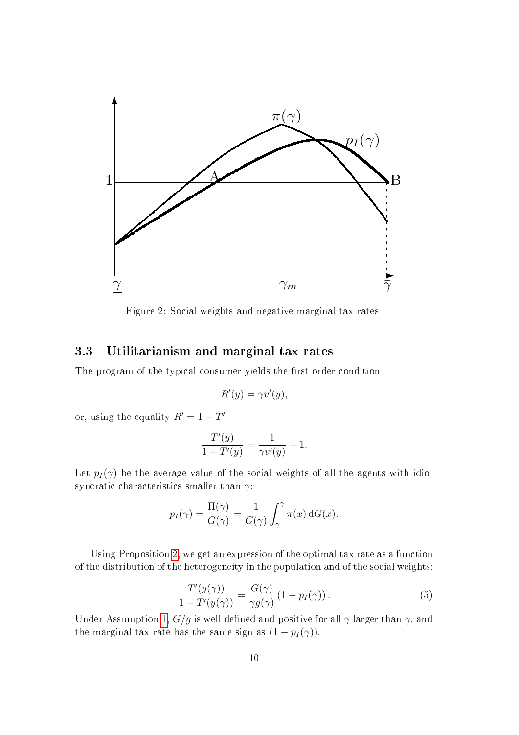Figure 2: Social weights and negative marginal tax rates

### 3.3 Utilitarianism and marginal tax rates

The program of the typical consumer yields the first order condition

$$R'(y) = \gamma v'(y),$$

or, using the equality $R' = 1 - T'$

$$\frac{T'(y)}{1 - T'(y)} = \frac{1}{\gamma v'(y)} - 1.$$

Let $p_I(\gamma)$ be the average value of the social weights of all the agents with idiosyncratic characteristics smaller than $\gamma$:

$$p_I(\gamma) = \frac{\Pi(\gamma)}{G(\gamma)} = \frac{1}{G(\gamma)} \int_{\underline{\gamma}}^{\gamma} \pi(x)\, \mathrm{d}G(x).$$

Using Proposition 2, we get an expression of the optimal tax rate as a function of the distribution of the heterogeneity in the population and of the social weights:

$$\frac{T'(y(\gamma))}{1 - T'(y(\gamma))} = \frac{G(\gamma)}{\gamma g(\gamma)} \left(1 - p_I(\gamma)\right). \tag{5}$$

Under Assumption 1, $G/g$ is well defined and positive for all $\gamma$ larger than $\underline{\gamma}$, and the marginal tax rate has the same sign as $(1 - p_I(\gamma))$.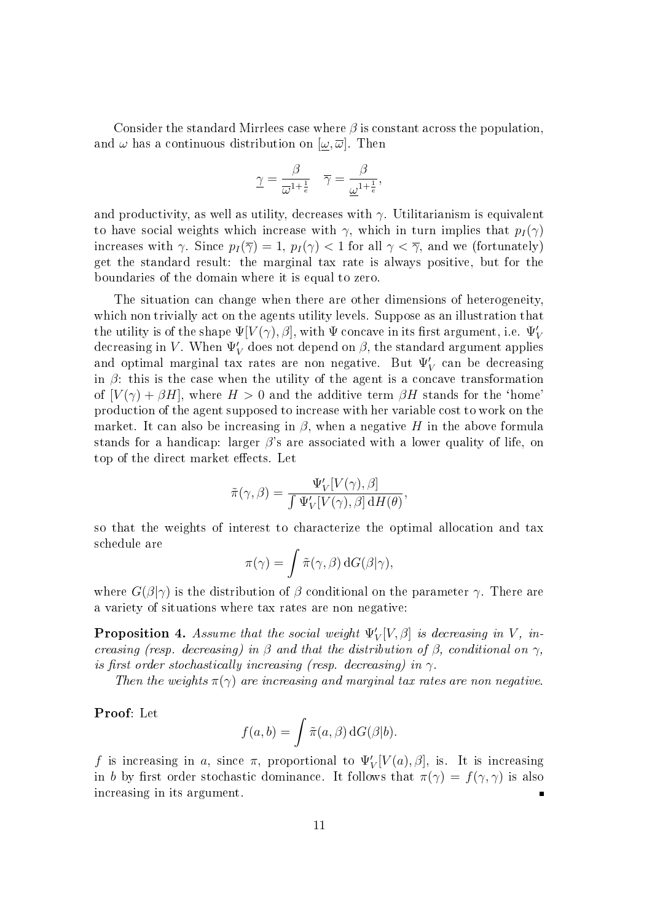Consider the standard Mirrlees case where $\beta$ is constant across the population, and $\omega$ has a continuous distribution on $[\underline{\omega}, \overline{\omega}]$. Then

$$\underline{\gamma} = \frac{\beta}{\overline{\omega}^{1+\frac{1}{e}}} \quad \overline{\gamma} = \frac{\beta}{\underline{\omega}^{1+\frac{1}{e}}},$$

and productivity, as well as utility, decreases with $\gamma$. Utilitarianism is equivalent to have social weights which increase with $\gamma$, which in turn implies that $p_I(\gamma)$ increases with $\gamma$. Since $p_I(\overline{\gamma}) = 1$, $p_I(\gamma) < 1$ for all $\gamma < \overline{\gamma}$, and we (fortunately) get the standard result: the marginal tax rate is always positive, but for the boundaries of the domain where it is equal to zero.

The situation can change when there are other dimensions of heterogeneity, which non trivially act on the agents utility levels. Suppose as an illustration that the utility is of the shape $\Psi[V(\gamma), \beta]$, with $\Psi$ concave in its first argument, i.e. $\Psi'_V$ decreasing in $V$. When $\Psi'_V$ does not depend on $\beta$, the standard argument applies and optimal marginal tax rates are non negative. But $\Psi'_V$ can be decreasing in $\beta$: this is the case when the utility of the agent is a concave transformation of $[V(\gamma) + \beta H]$, where $H > 0$ and the additive term $\beta H$ stands for the 'home' production of the agent supposed to increase with her variable cost to work on the market. It can also be increasing in $\beta$, when a negative $H$ in the above formula stands for a handicap: larger $\beta$'s are associated with a lower quality of life, on top of the direct market effects. Let

$$\tilde{\pi}(\gamma, \beta) = \frac{\Psi'_V[V(\gamma), \beta]}{\int \Psi'_V[V(\gamma), \beta] \, \mathrm{d}H(\theta)},$$

so that the weights of interest to characterize the optimal allocation and tax schedule are

$$\pi(\gamma) = \int \tilde{\pi}(\gamma, \beta) \, \mathrm{d}G(\beta|\gamma),$$

where $G(\beta|\gamma)$ is the distribution of $\beta$ conditional on the parameter $\gamma$. There are a variety of situations where tax rates are non negative:

**Proposition 4.** *Assume that the social weight $\Psi'_V[V, \beta]$ is decreasing in $V$, increasing (resp. decreasing) in $\beta$ and that the distribution of $\beta$, conditional on $\gamma$, is first order stochastically increasing (resp. decreasing) in $\gamma$.*

*Then the weights $\pi(\gamma)$ are increasing and marginal tax rates are non negative.*

**Proof**: Let

$$f(a, b) = \int \tilde{\pi}(a, \beta) \, \mathrm{d}G(\beta|b).$$

$f$ is increasing in $a$, since $\pi$, proportional to $\Psi'_V[V(a), \beta]$, is. It is increasing in $b$ by first order stochastic dominance. It follows that $\pi(\gamma) = f(\gamma, \gamma)$ is also increasing in its argument. ∎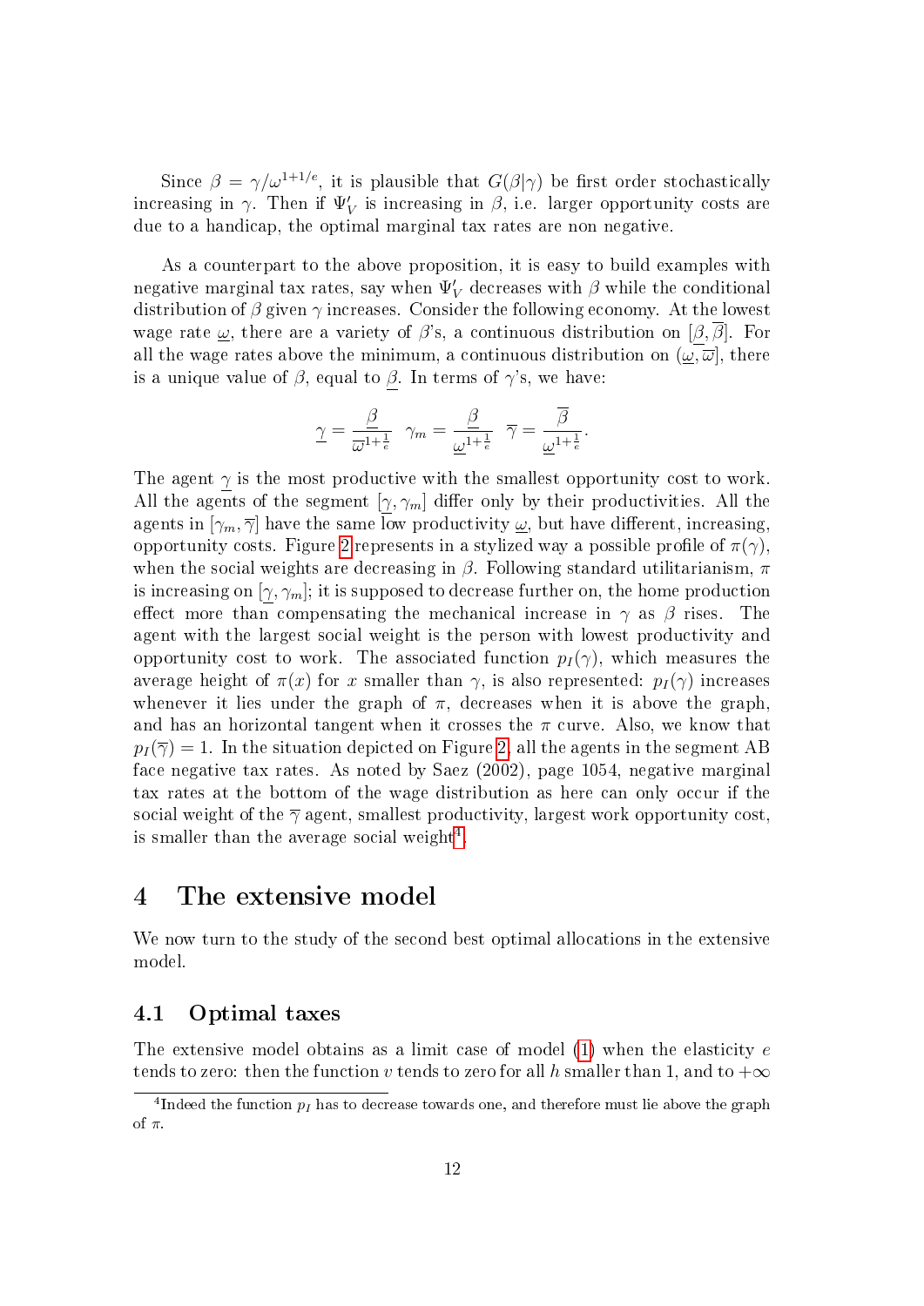Since $\beta = \gamma/\omega^{1+1/e}$, it is plausible that $G(\beta|\gamma)$ be first order stochastically increasing in $\gamma$. Then if $\Psi'_V$ is increasing in $\beta$, i.e. larger opportunity costs are due to a handicap, the optimal marginal tax rates are non negative.

As a counterpart to the above proposition, it is easy to build examples with negative marginal tax rates, say when $\Psi'_V$ decreases with $\beta$ while the conditional distribution of $\beta$ given $\gamma$ increases. Consider the following economy. At the lowest wage rate $\underline{\omega}$, there are a variety of $\beta$'s, a continuous distribution on $[\underline{\beta}, \overline{\beta}]$. For all the wage rates above the minimum, a continuous distribution on $(\underline{\omega}, \overline{\omega}]$, there is a unique value of $\beta$, equal to $\underline{\beta}$. In terms of $\gamma$'s, we have:

$$\underline{\gamma} = \frac{\underline{\beta}}{\overline{\omega}^{1+\frac{1}{e}}} \quad \gamma_m = \frac{\underline{\beta}}{\underline{\omega}^{1+\frac{1}{e}}} \quad \overline{\gamma} = \frac{\overline{\beta}}{\underline{\omega}^{1+\frac{1}{e}}}.$$

The agent $\underline{\gamma}$ is the most productive with the smallest opportunity cost to work. All the agents of the segment $[\underline{\gamma}, \gamma_m]$ differ only by their productivities. All the agents in $[\gamma_m, \overline{\gamma}]$ have the same low productivity $\underline{\omega}$, but have different, increasing, opportunity costs. Figure 2 represents in a stylized way a possible profile of $\pi(\gamma)$, when the social weights are decreasing in $\beta$. Following standard utilitarianism, $\pi$ is increasing on $[\underline{\gamma}, \gamma_m]$; it is supposed to decrease further on, the home production effect more than compensating the mechanical increase in $\gamma$ as $\beta$ rises. The agent with the largest social weight is the person with lowest productivity and opportunity cost to work. The associated function $p_I(\gamma)$, which measures the average height of $\pi(x)$ for $x$ smaller than $\gamma$, is also represented: $p_I(\gamma)$ increases whenever it lies under the graph of $\pi$, decreases when it is above the graph, and has an horizontal tangent when it crosses the $\pi$ curve. Also, we know that $p_I(\overline{\gamma}) = 1$. In the situation depicted on Figure 2, all the agents in the segment AB face negative tax rates. As noted by Saez (2002), page 1054, negative marginal tax rates at the bottom of the wage distribution as here can only occur if the social weight of the $\overline{\gamma}$ agent, smallest productivity, largest work opportunity cost, is smaller than the average social weight[4].

# 4 The extensive model

We now turn to the study of the second best optimal allocations in the extensive model.

## 4.1 Optimal taxes

The extensive model obtains as a limit case of model (1) when the elasticity $e$ tends to zero: then the function $v$ tends to zero for all $h$ smaller than 1, and to $+\infty$

[4] Indeed the function $p_I$ has to decrease towards one, and therefore must lie above the graph of $\pi$.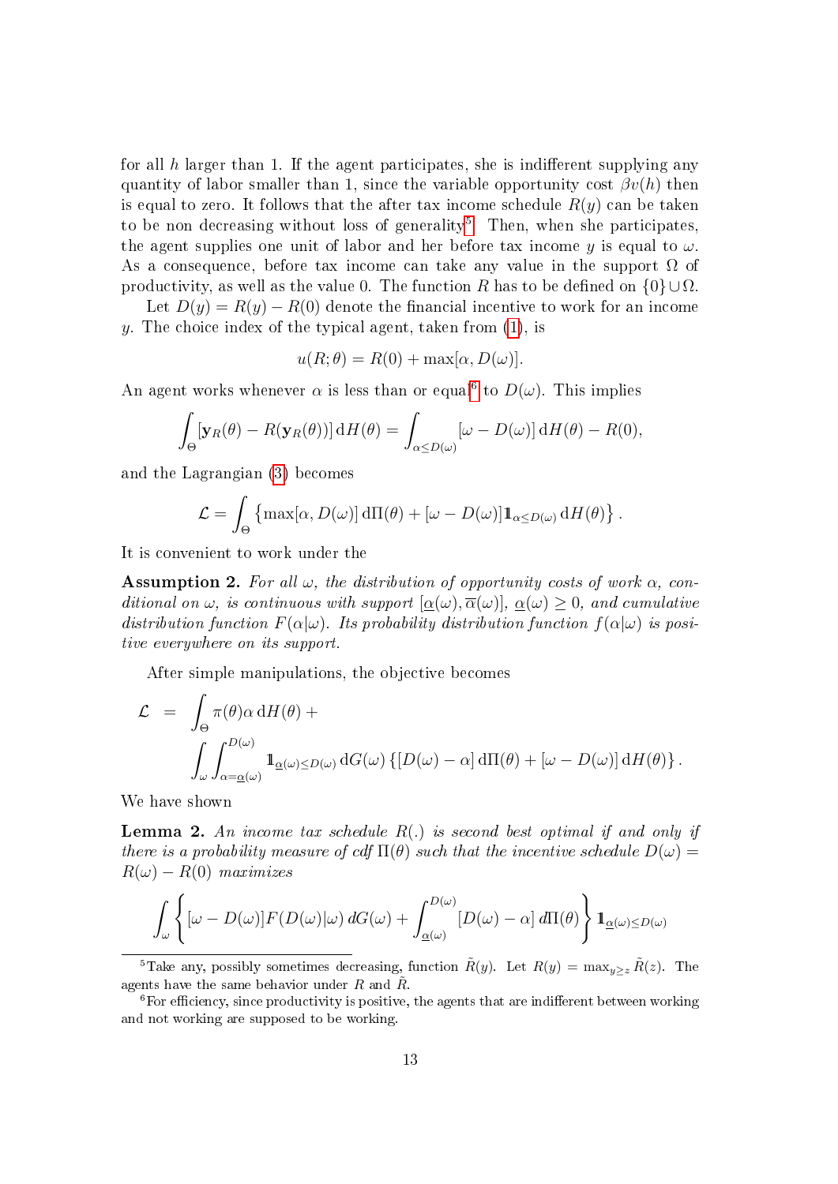for all $h$ larger than 1. If the agent participates, she is indifferent supplying any quantity of labor smaller than 1, since the variable opportunity cost $\beta v(h)$ then is equal to zero. It follows that the after tax income schedule $R(y)$ can be taken to be non decreasing without loss of generality[5]. Then, when she participates, the agent supplies one unit of labor and her before tax income $y$ is equal to $\omega$. As a consequence, before tax income can take any value in the support $\Omega$ of productivity, as well as the value 0. The function $R$ has to be defined on $\{0\} \cup \Omega$.

Let $D(y) = R(y) - R(0)$ denote the financial incentive to work for an income $y$. The choice index of the typical agent, taken from (1), is

$$u(R;\theta) = R(0) + \max[\alpha, D(\omega)].$$

An agent works whenever $\alpha$ is less than or equal[6] to $D(\omega)$. This implies

$$\int_\Theta [\mathbf{y}_R(\theta) - R(\mathbf{y}_R(\theta))]\,\mathrm{d}H(\theta) = \int_{\alpha \le D(\omega)} [\omega - D(\omega)]\,\mathrm{d}H(\theta) - R(0),$$

and the Lagrangian (3) becomes

$$\mathcal{L} = \int_\Theta \left\{\max[\alpha, D(\omega)]\,\mathrm{d}\Pi(\theta) + [\omega - D(\omega)]\mathbb{1}_{\alpha \le D(\omega)}\,\mathrm{d}H(\theta)\right\}.$$

It is convenient to work under the

**Assumption 2.** *For all $\omega$, the distribution of opportunity costs of work $\alpha$, conditional on $\omega$, is continuous with support $[\underline{\alpha}(\omega), \overline{\alpha}(\omega)]$, $\underline{\alpha}(\omega) \ge 0$, and cumulative distribution function $F(\alpha|\omega)$. Its probability distribution function $f(\alpha|\omega)$ is positive everywhere on its support.*

After simple manipulations, the objective becomes

$$\begin{aligned}
\mathcal{L} &= \int_\Theta \pi(\theta)\alpha\,\mathrm{d}H(\theta) + \\
&\quad \int_\omega \int_{\alpha=\underline{\alpha}(\omega)}^{D(\omega)} \mathbb{1}_{\underline{\alpha}(\omega)\le D(\omega)}\,\mathrm{d}G(\omega)\left\{[D(\omega) - \alpha]\,\mathrm{d}\Pi(\theta) + [\omega - D(\omega)]\,\mathrm{d}H(\theta)\right\}.
\end{aligned}$$

We have shown

**Lemma 2.** *An income tax schedule $R(.)$ is second best optimal if and only if there is a probability measure of cdf $\Pi(\theta)$ such that the incentive schedule $D(\omega) = R(\omega) - R(0)$ maximizes*

$$\int_\omega \left\{[\omega - D(\omega)]F(D(\omega)|\omega)\,dG(\omega) + \int_{\underline{\alpha}(\omega)}^{D(\omega)} [D(\omega) - \alpha]\,d\Pi(\theta)\right\}\mathbb{1}_{\underline{\alpha}(\omega)\le D(\omega)}$$

---

[5] Take any, possibly sometimes decreasing, function $\tilde{R}(y)$. Let $R(y) = \max_{y \ge z} \tilde{R}(z)$. The agents have the same behavior under $R$ and $\tilde{R}$.

[6] For efficiency, since productivity is positive, the agents that are indifferent between working and not working are supposed to be working.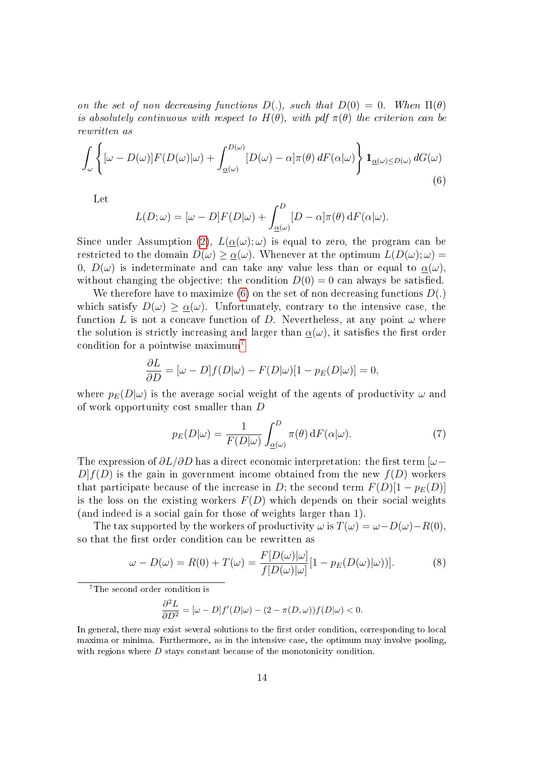*on the set of non decreasing functions $D(.)$, such that $D(0) = 0$. When $\Pi(\theta)$ is absolutely continuous with respect to $H(\theta)$, with pdf $\pi(\theta)$ the criterion can be rewritten as*

$$\int_{\omega} \left\{ [\omega - D(\omega)] F(D(\omega)|\omega) + \int_{\underline{\alpha}(\omega)}^{D(\omega)} [D(\omega) - \alpha] \pi(\theta) \, dF(\alpha|\omega) \right\} \mathbf{1}_{\underline{\alpha}(\omega) \leq D(\omega)} \, dG(\omega) \tag{6}$$

Let

$$L(D; \omega) = [\omega - D] F(D|\omega) + \int_{\underline{\alpha}(\omega)}^{D} [D - \alpha] \pi(\theta) \, \mathrm{d}F(\alpha|\omega).$$

Since under Assumption (2), $L(\underline{\alpha}(\omega); \omega)$ is equal to zero, the program can be restricted to the domain $D(\omega) \geq \underline{\alpha}(\omega)$. Whenever at the optimum $L(D(\omega); \omega) = 0$, $D(\omega)$ is indeterminate and can take any value less than or equal to $\underline{\alpha}(\omega)$, without changing the objective: the condition $D(0) = 0$ can always be satisfied.

We therefore have to maximize (6) on the set of non decreasing functions $D(.)$ which satisfy $D(\omega) \geq \underline{\alpha}(\omega)$. Unfortunately, contrary to the intensive case, the function $L$ is not a concave function of $D$. Nevertheless, at any point $\omega$ where the solution is strictly increasing and larger than $\underline{\alpha}(\omega)$, it satisfies the first order condition for a pointwise maximum[7]

$$\frac{\partial L}{\partial D} = [\omega - D] f(D|\omega) - F(D|\omega)[1 - p_E(D|\omega)] = 0,$$

where $p_E(D|\omega)$ is the average social weight of the agents of productivity $\omega$ and of work opportunity cost smaller than $D$

$$p_E(D|\omega) = \frac{1}{F(D|\omega)} \int_{\underline{\alpha}(\omega)}^{D} \pi(\theta) \, \mathrm{d}F(\alpha|\omega). \tag{7}$$

The expression of $\partial L / \partial D$ has a direct economic interpretation: the first term $[\omega - D] f(D)$ is the gain in government income obtained from the new $f(D)$ workers that participate because of the increase in $D$; the second term $F(D)[1 - p_E(D)]$ is the loss on the existing workers $F(D)$ which depends on their social weights (and indeed is a social gain for those of weights larger than 1).

The tax supported by the workers of productivity $\omega$ is $T(\omega) = \omega - D(\omega) - R(0)$, so that the first order condition can be rewritten as

$$\omega - D(\omega) = R(0) + T(\omega) = \frac{F[D(\omega)|\omega]}{f[D(\omega)|\omega]} [1 - p_E(D(\omega)|\omega))]. \tag{8}$$

[7] The second order condition is

$$\frac{\partial^2 L}{\partial D^2} = [\omega - D] f'(D|\omega) - (2 - \pi(D, \omega)) f(D|\omega) < 0.$$

In general, there may exist several solutions to the first order condition, corresponding to local maxima or minima. Furthermore, as in the intensive case, the optimum may involve pooling, with regions where $D$ stays constant because of the monotonicity condition.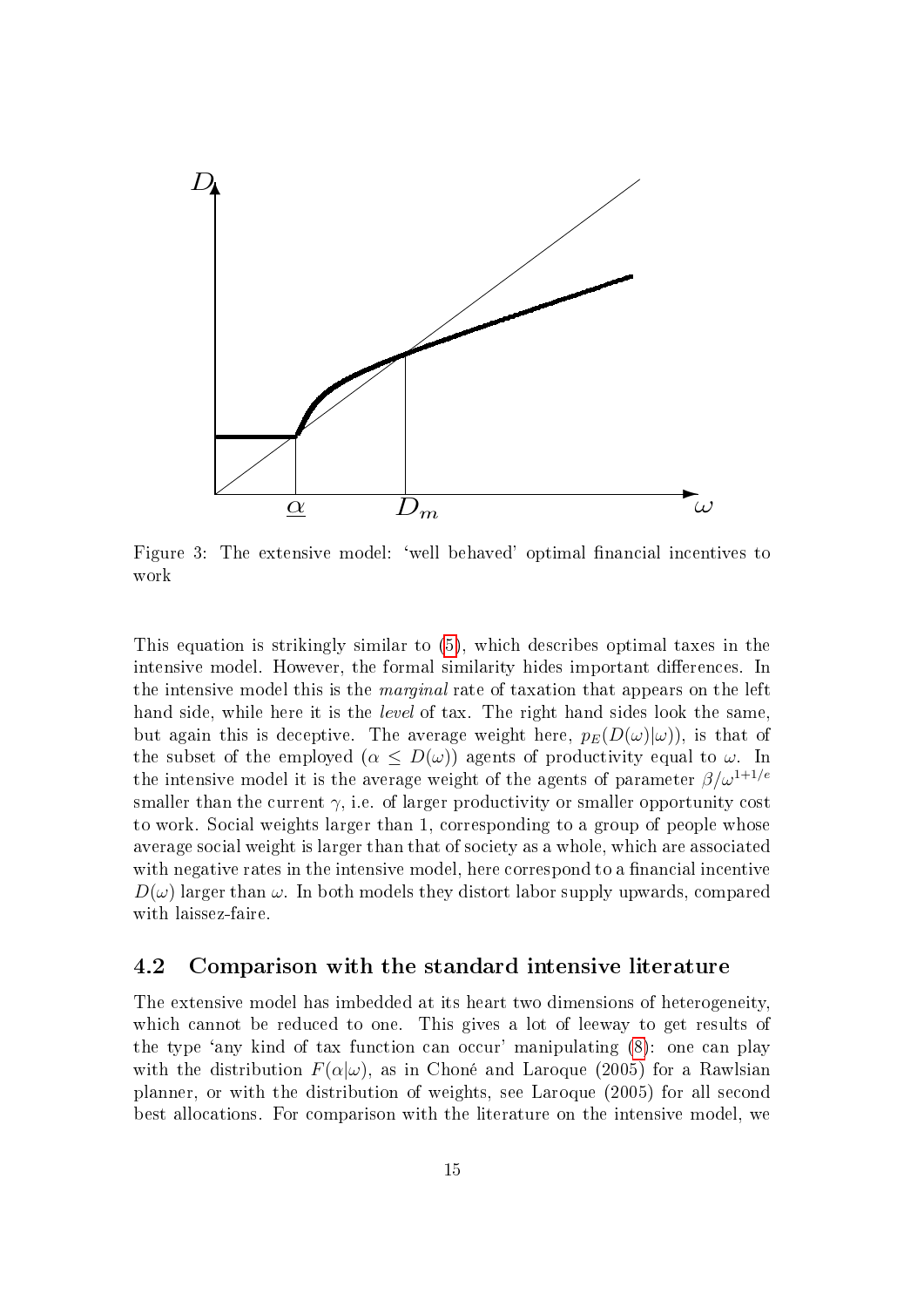Figure 3: The extensive model: 'well behaved' optimal financial incentives to work

This equation is strikingly similar to (5), which describes optimal taxes in the intensive model. However, the formal similarity hides important differences. In the intensive model this is the *marginal* rate of taxation that appears on the left hand side, while here it is the *level* of tax. The right hand sides look the same, but again this is deceptive. The average weight here, $p_E(D(\omega)|\omega))$, is that of the subset of the employed ($\alpha \leq D(\omega)$) agents of productivity equal to $\omega$. In the intensive model it is the average weight of the agents of parameter $\beta/\omega^{1+1/e}$ smaller than the current $\gamma$, i.e. of larger productivity or smaller opportunity cost to work. Social weights larger than 1, corresponding to a group of people whose average social weight is larger than that of society as a whole, which are associated with negative rates in the intensive model, here correspond to a financial incentive $D(\omega)$ larger than $\omega$. In both models they distort labor supply upwards, compared with laissez-faire.

## 4.2 Comparison with the standard intensive literature

The extensive model has imbedded at its heart two dimensions of heterogeneity, which cannot be reduced to one. This gives a lot of leeway to get results of the type 'any kind of tax function can occur' manipulating (8): one can play with the distribution $F(\alpha|\omega)$, as in Choné and Laroque (2005) for a Rawlsian planner, or with the distribution of weights, see Laroque (2005) for all second best allocations. For comparison with the literature on the intensive model, we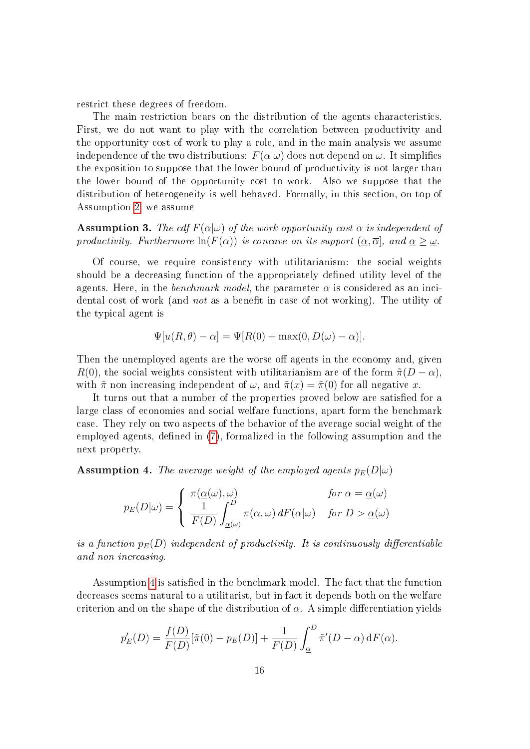restrict these degrees of freedom.

The main restriction bears on the distribution of the agents characteristics. First, we do not want to play with the correlation between productivity and the opportunity cost of work to play a role, and in the main analysis we assume independence of the two distributions: $F(\alpha|\omega)$ does not depend on $\omega$. It simplifies the exposition to suppose that the lower bound of productivity is not larger than the lower bound of the opportunity cost to work. Also we suppose that the distribution of heterogeneity is well behaved. Formally, in this section, on top of Assumption 2, we assume

**Assumption 3.** *The cdf $F(\alpha|\omega)$ of the work opportunity cost $\alpha$ is independent of productivity. Furthermore $\ln(F(\alpha))$ is concave on its support $(\underline{\alpha}, \overline{\alpha}]$, and $\underline{\alpha} \geq \underline{\omega}$.*

Of course, we require consistency with utilitarianism: the social weights should be a decreasing function of the appropriately defined utility level of the agents. Here, in the *benchmark model*, the parameter $\alpha$ is considered as an incidental cost of work (and *not* as a benefit in case of not working). The utility of the typical agent is

$$\Psi[u(R, \theta) - \alpha] = \Psi[R(0) + \max(0, D(\omega) - \alpha)].$$

Then the unemployed agents are the worse off agents in the economy and, given $R(0)$, the social weights consistent with utilitarianism are of the form $\tilde{\pi}(D - \alpha)$, with $\tilde{\pi}$ non increasing independent of $\omega$, and $\tilde{\pi}(x) = \tilde{\pi}(0)$ for all negative $x$.

It turns out that a number of the properties proved below are satisfied for a large class of economies and social welfare functions, apart form the benchmark case. They rely on two aspects of the behavior of the average social weight of the employed agents, defined in (7), formalized in the following assumption and the next property.

**Assumption 4.** *The average weight of the employed agents $p_E(D|\omega)$*

$$p_E(D|\omega) = \begin{cases} \pi(\underline{\alpha}(\omega), \omega) & \text{for } \alpha = \underline{\alpha}(\omega) \\ \dfrac{1}{F(D)} \displaystyle\int_{\underline{\alpha}(\omega)}^{D} \pi(\alpha, \omega)\, dF(\alpha|\omega) & \text{for } D > \underline{\alpha}(\omega) \end{cases}$$

*is a function $p_E(D)$ independent of productivity. It is continuously differentiable and non increasing.*

Assumption 4 is satisfied in the benchmark model. The fact that the function decreases seems natural to a utilitarist, but in fact it depends both on the welfare criterion and on the shape of the distribution of $\alpha$. A simple differentiation yields

$$p_E'(D) = \frac{f(D)}{F(D)}[\tilde{\pi}(0) - p_E(D)] + \frac{1}{F(D)} \int_{\underline{\alpha}}^{D} \tilde{\pi}'(D - \alpha)\, \mathrm{d}F(\alpha).$$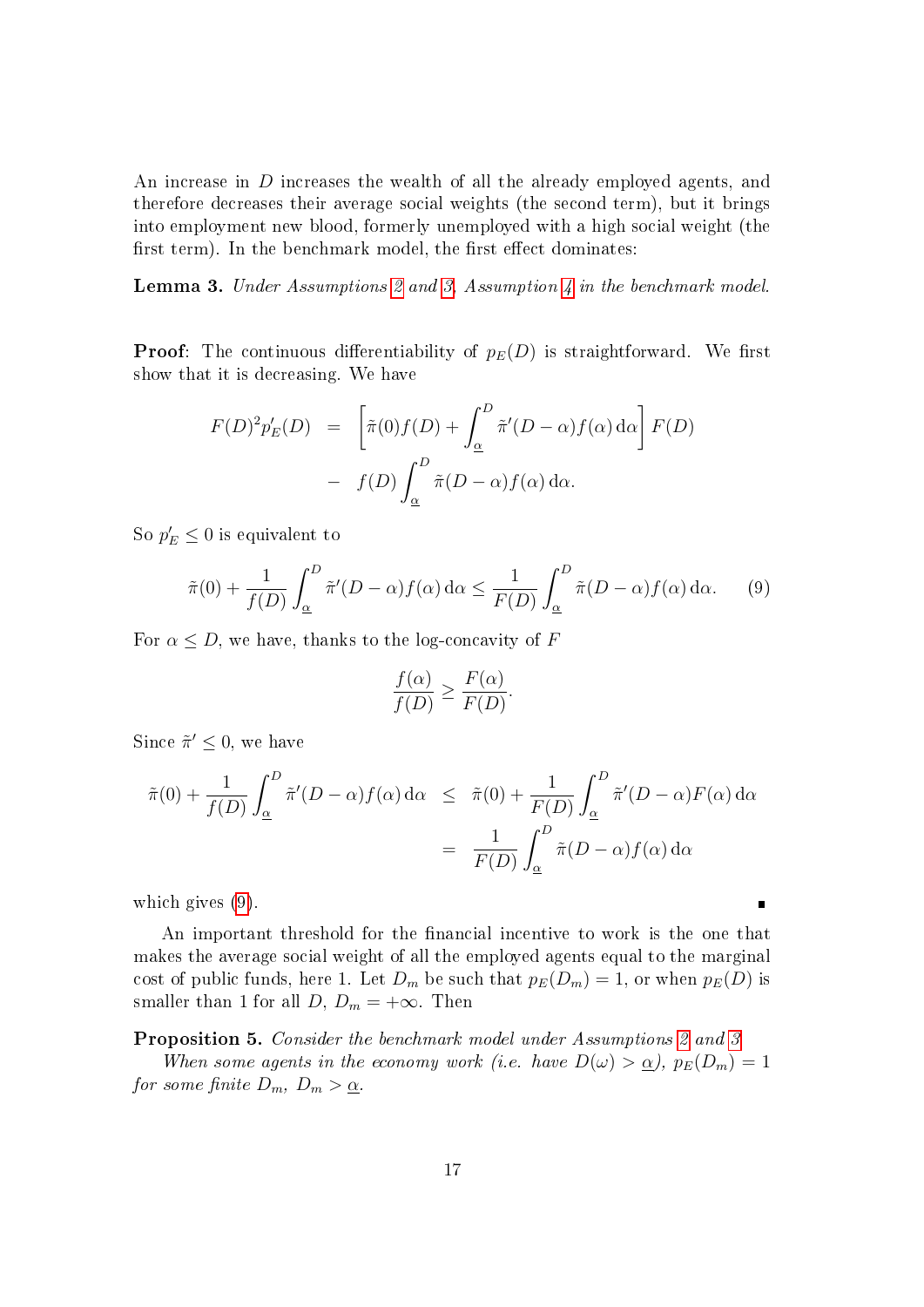An increase in $D$ increases the wealth of all the already employed agents, and therefore decreases their average social weights (the second term), but it brings into employment new blood, formerly unemployed with a high social weight (the first term). In the benchmark model, the first effect dominates:

**Lemma 3.** *Under Assumptions 2 and 3, Assumption 4 in the benchmark model.*

**Proof**: The continuous differentiability of $p_E(D)$ is straightforward. We first show that it is decreasing. We have

$$
\begin{aligned}
F(D)^2 p_E'(D) &= \left[\tilde{\pi}(0) f(D) + \int_{\underline{\alpha}}^{D} \tilde{\pi}'(D-\alpha) f(\alpha)\,\mathrm{d}\alpha\right] F(D) \\
&- f(D) \int_{\underline{\alpha}}^{D} \tilde{\pi}(D-\alpha) f(\alpha)\,\mathrm{d}\alpha.
\end{aligned}
$$

So $p_E' \leq 0$ is equivalent to

$$
\tilde{\pi}(0) + \frac{1}{f(D)} \int_{\underline{\alpha}}^{D} \tilde{\pi}'(D-\alpha) f(\alpha)\,\mathrm{d}\alpha \leq \frac{1}{F(D)} \int_{\underline{\alpha}}^{D} \tilde{\pi}(D-\alpha) f(\alpha)\,\mathrm{d}\alpha. \tag{9}
$$

For $\alpha \leq D$, we have, thanks to the log-concavity of $F$

$$
\frac{f(\alpha)}{f(D)} \geq \frac{F(\alpha)}{F(D)}.
$$

Since $\tilde{\pi}' \leq 0$, we have

$$
\begin{aligned}
\tilde{\pi}(0) + \frac{1}{f(D)} \int_{\underline{\alpha}}^{D} \tilde{\pi}'(D-\alpha) f(\alpha)\,\mathrm{d}\alpha &\leq \tilde{\pi}(0) + \frac{1}{F(D)} \int_{\underline{\alpha}}^{D} \tilde{\pi}'(D-\alpha) F(\alpha)\,\mathrm{d}\alpha \\
&= \frac{1}{F(D)} \int_{\underline{\alpha}}^{D} \tilde{\pi}(D-\alpha) f(\alpha)\,\mathrm{d}\alpha
\end{aligned}
$$

which gives (9). ∎

An important threshold for the financial incentive to work is the one that makes the average social weight of all the employed agents equal to the marginal cost of public funds, here 1. Let $D_m$ be such that $p_E(D_m) = 1$, or when $p_E(D)$ is smaller than 1 for all $D$, $D_m = +\infty$. Then

**Proposition 5.** *Consider the benchmark model under Assumptions 2 and 3.*

*When some agents in the economy work (i.e. have $D(\omega) > \underline{\alpha}$), $p_E(D_m) = 1$ for some finite $D_m$, $D_m > \underline{\alpha}$.*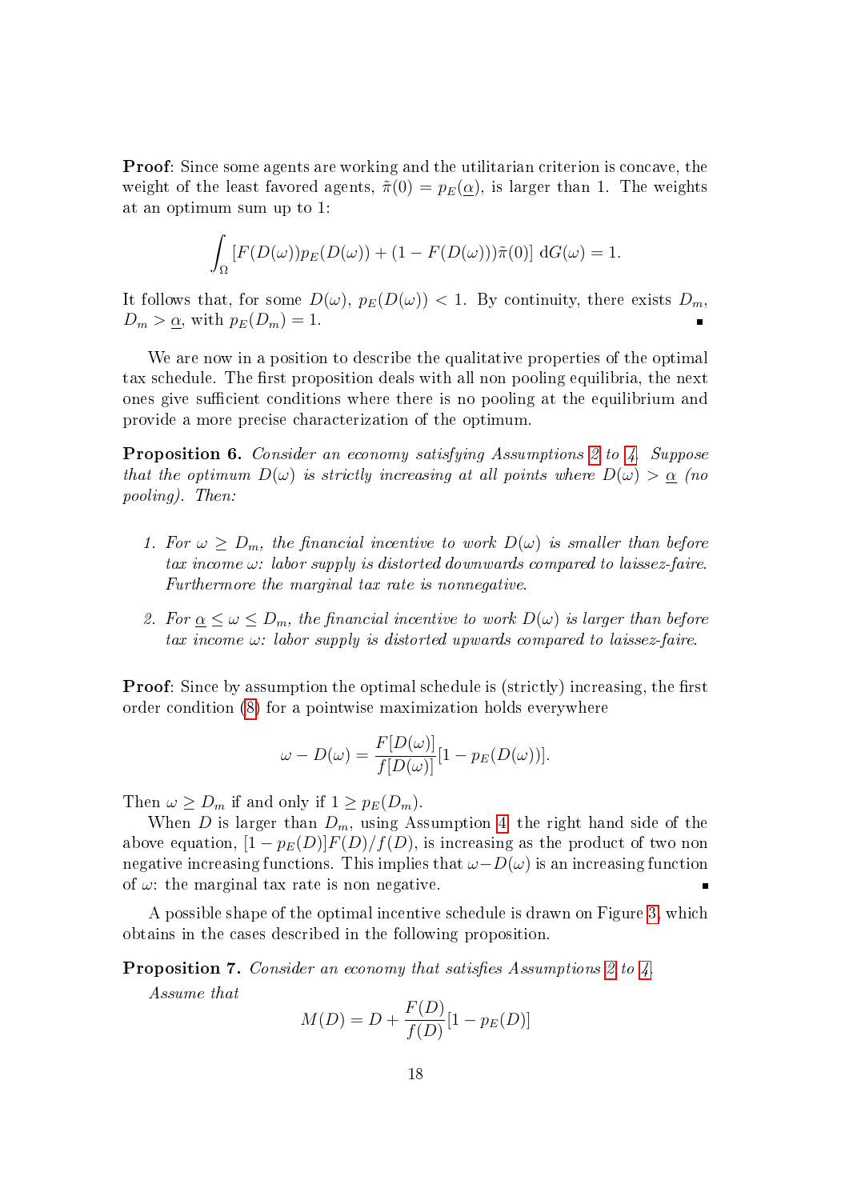**Proof**: Since some agents are working and the utilitarian criterion is concave, the weight of the least favored agents, $\tilde{\pi}(0) = p_E(\underline{\alpha})$, is larger than 1. The weights at an optimum sum up to 1:

$$\int_{\Omega} [F(D(\omega))p_E(D(\omega)) + (1 - F(D(\omega)))\tilde{\pi}(0)] \, \mathrm{d}G(\omega) = 1.$$

It follows that, for some $D(\omega)$, $p_E(D(\omega)) < 1$. By continuity, there exists $D_m$, $D_m > \underline{\alpha}$, with $p_E(D_m) = 1$. ∎

We are now in a position to describe the qualitative properties of the optimal tax schedule. The first proposition deals with all non pooling equilibria, the next ones give sufficient conditions where there is no pooling at the equilibrium and provide a more precise characterization of the optimum.

**Proposition 6.** *Consider an economy satisfying Assumptions 2 to 4. Suppose that the optimum $D(\omega)$ is strictly increasing at all points where $D(\omega) > \underline{\alpha}$ (no pooling). Then:*

1. *For $\omega \geq D_m$, the financial incentive to work $D(\omega)$ is smaller than before tax income $\omega$: labor supply is distorted downwards compared to laissez-faire. Furthermore the marginal tax rate is nonnegative.*
2. *For $\underline{\alpha} \leq \omega \leq D_m$, the financial incentive to work $D(\omega)$ is larger than before tax income $\omega$: labor supply is distorted upwards compared to laissez-faire.*

**Proof**: Since by assumption the optimal schedule is (strictly) increasing, the first order condition (8) for a pointwise maximization holds everywhere

$$\omega - D(\omega) = \frac{F[D(\omega)]}{f[D(\omega)]}[1 - p_E(D(\omega))].$$

Then $\omega \geq D_m$ if and only if $1 \geq p_E(D_m)$.

When $D$ is larger than $D_m$, using Assumption 4, the right hand side of the above equation, $[1 - p_E(D)]F(D)/f(D)$, is increasing as the product of two non negative increasing functions. This implies that $\omega - D(\omega)$ is an increasing function of $\omega$: the marginal tax rate is non negative. ∎

A possible shape of the optimal incentive schedule is drawn on Figure 3, which obtains in the cases described in the following proposition.

**Proposition 7.** *Consider an economy that satisfies Assumptions 2 to 4.*

*Assume that*

$$M(D) = D + \frac{F(D)}{f(D)}[1 - p_E(D)]$$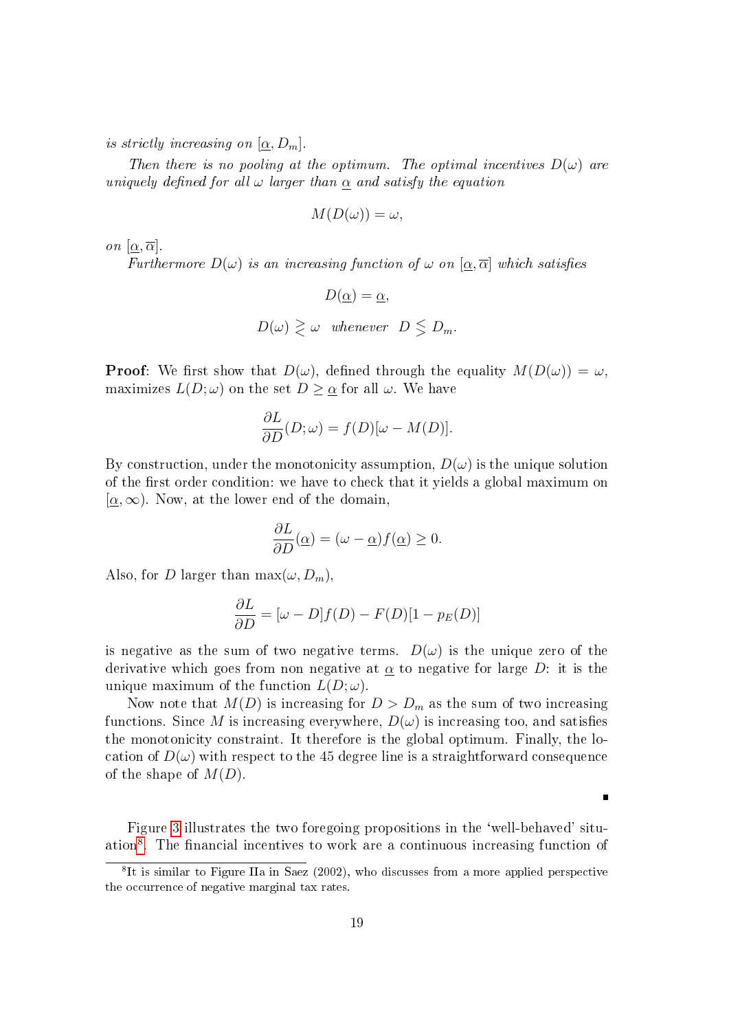*is strictly increasing on* $[\underline{\alpha}, D_m]$.

*Then there is no pooling at the optimum. The optimal incentives* $D(\omega)$ *are uniquely defined for all* $\omega$ *larger than* $\underline{\alpha}$ *and satisfy the equation*

$$M(D(\omega)) = \omega,$$

*on* $[\underline{\alpha}, \overline{\alpha}]$.

*Furthermore* $D(\omega)$ *is an increasing function of* $\omega$ *on* $[\underline{\alpha}, \overline{\alpha}]$ *which satisfies*

$$D(\underline{\alpha}) = \underline{\alpha},$$

$$D(\omega) \gtreqless \omega \quad \textit{whenever} \quad D \lesseqgtr D_m.$$

**Proof**: We first show that $D(\omega)$, defined through the equality $M(D(\omega)) = \omega$, maximizes $L(D; \omega)$ on the set $D \geq \underline{\alpha}$ for all $\omega$. We have

$$\frac{\partial L}{\partial D}(D; \omega) = f(D)[\omega - M(D)].$$

By construction, under the monotonicity assumption, $D(\omega)$ is the unique solution of the first order condition: we have to check that it yields a global maximum on $[\underline{\alpha}, \infty)$. Now, at the lower end of the domain,

$$\frac{\partial L}{\partial D}(\underline{\alpha}) = (\omega - \underline{\alpha}) f(\underline{\alpha}) \geq 0.$$

Also, for $D$ larger than $\max(\omega, D_m)$,

$$\frac{\partial L}{\partial D} = [\omega - D] f(D) - F(D)[1 - p_E(D)]$$

is negative as the sum of two negative terms. $D(\omega)$ is the unique zero of the derivative which goes from non negative at $\underline{\alpha}$ to negative for large $D$: it is the unique maximum of the function $L(D; \omega)$.

Now note that $M(D)$ is increasing for $D > D_m$ as the sum of two increasing functions. Since $M$ is increasing everywhere, $D(\omega)$ is increasing too, and satisfies the monotonicity constraint. It therefore is the global optimum. Finally, the location of $D(\omega)$ with respect to the 45 degree line is a straightforward consequence of the shape of $M(D)$.

■

Figure 3 illustrates the two foregoing propositions in the 'well-behaved' situation[8]. The financial incentives to work are a continuous increasing function of

[8] It is similar to Figure IIa in Saez (2002), who discusses from a more applied perspective the occurrence of negative marginal tax rates.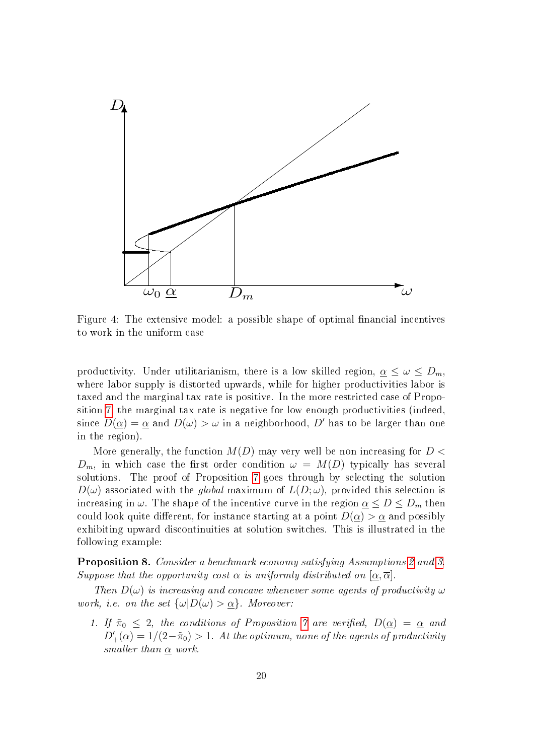Figure 4: The extensive model: a possible shape of optimal financial incentives to work in the uniform case

productivity. Under utilitarianism, there is a low skilled region, $\underline{\alpha} \leq \omega \leq D_m$, where labor supply is distorted upwards, while for higher productivities labor is taxed and the marginal tax rate is positive. In the more restricted case of Proposition 7, the marginal tax rate is negative for low enough productivities (indeed, since $D(\underline{\alpha}) = \underline{\alpha}$ and $D(\omega) > \omega$ in a neighborhood, $D'$ has to be larger than one in the region).

More generally, the function $M(D)$ may very well be non increasing for $D < D_m$, in which case the first order condition $\omega = M(D)$ typically has several solutions. The proof of Proposition 7 goes through by selecting the solution $D(\omega)$ associated with the *global* maximum of $L(D;\omega)$, provided this selection is increasing in $\omega$. The shape of the incentive curve in the region $\underline{\alpha} \leq D \leq D_m$ then could look quite different, for instance starting at a point $D(\underline{\alpha}) > \underline{\alpha}$ and possibly exhibiting upward discontinuities at solution switches. This is illustrated in the following example:

**Proposition 8.** *Consider a benchmark economy satisfying Assumptions 2 and 3. Suppose that the opportunity cost $\alpha$ is uniformly distributed on $[\underline{\alpha}, \overline{\alpha}]$.*

*Then $D(\omega)$ is increasing and concave whenever some agents of productivity $\omega$ work, i.e. on the set $\{\omega | D(\omega) > \underline{\alpha}\}$. Moreover:*

1. *If $\tilde{\pi}_0 \leq 2$, the conditions of Proposition 7 are verified, $D(\underline{\alpha}) = \underline{\alpha}$ and $D'_+(\underline{\alpha}) = 1/(2-\tilde{\pi}_0) > 1$. At the optimum, none of the agents of productivity smaller than $\underline{\alpha}$ work.*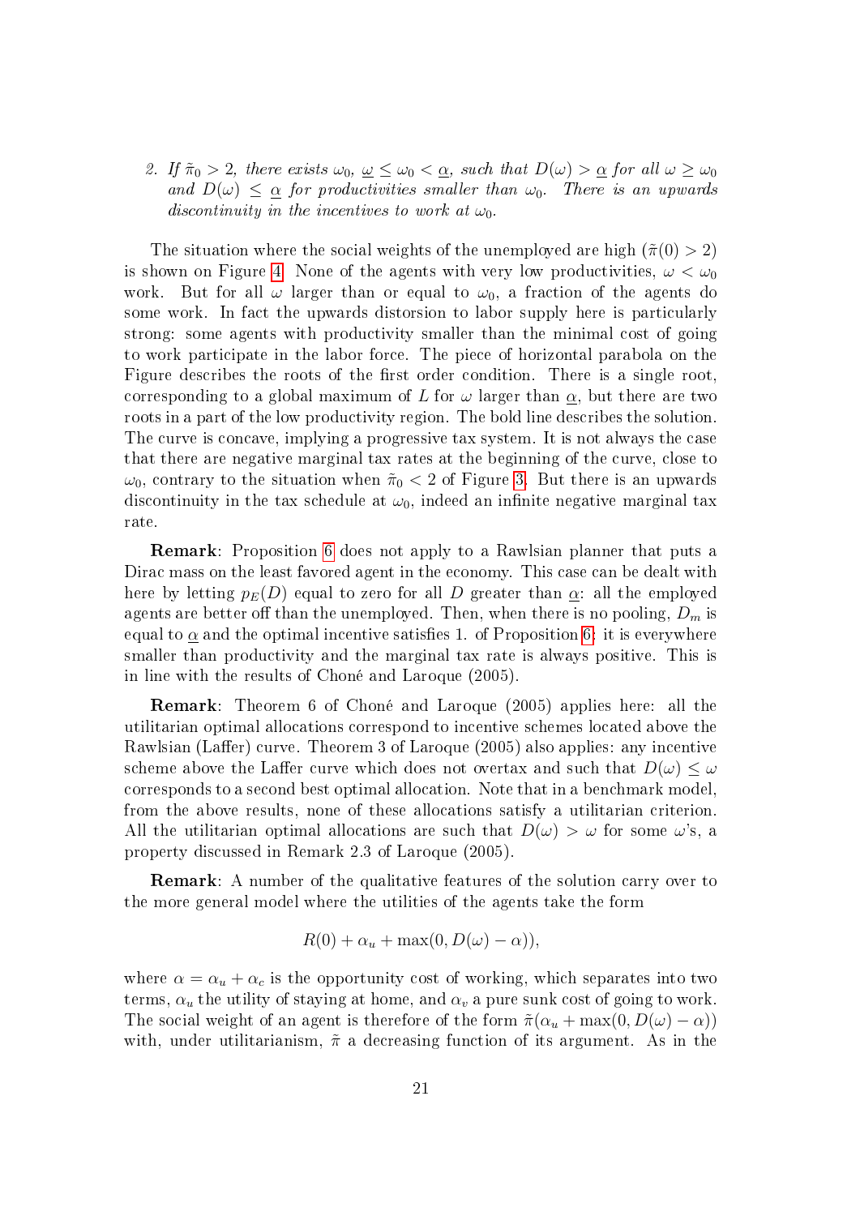2. *If $\tilde{\pi}_0 > 2$, there exists $\omega_0$, $\underline{\omega} \leq \omega_0 < \underline{\alpha}$, such that $D(\omega) > \underline{\alpha}$ for all $\omega \geq \omega_0$ and $D(\omega) \leq \underline{\alpha}$ for productivities smaller than $\omega_0$. There is an upwards discontinuity in the incentives to work at $\omega_0$.*

The situation where the social weights of the unemployed are high ($\tilde{\pi}(0) > 2$) is shown on Figure 4. None of the agents with very low productivities, $\omega < \omega_0$ work. But for all $\omega$ larger than or equal to $\omega_0$, a fraction of the agents do some work. In fact the upwards distorsion to labor supply here is particularly strong: some agents with productivity smaller than the minimal cost of going to work participate in the labor force. The piece of horizontal parabola on the Figure describes the roots of the first order condition. There is a single root, corresponding to a global maximum of $L$ for $\omega$ larger than $\underline{\alpha}$, but there are two roots in a part of the low productivity region. The bold line describes the solution. The curve is concave, implying a progressive tax system. It is not always the case that there are negative marginal tax rates at the beginning of the curve, close to $\omega_0$, contrary to the situation when $\tilde{\pi}_0 < 2$ of Figure 3. But there is an upwards discontinuity in the tax schedule at $\omega_0$, indeed an infinite negative marginal tax rate.

**Remark**: Proposition 6 does not apply to a Rawlsian planner that puts a Dirac mass on the least favored agent in the economy. This case can be dealt with here by letting $p_E(D)$ equal to zero for all $D$ greater than $\underline{\alpha}$: all the employed agents are better off than the unemployed. Then, when there is no pooling, $D_m$ is equal to $\underline{\alpha}$ and the optimal incentive satisfies 1. of Proposition 6: it is everywhere smaller than productivity and the marginal tax rate is always positive. This is in line with the results of Choné and Laroque (2005).

**Remark**: Theorem 6 of Choné and Laroque (2005) applies here: all the utilitarian optimal allocations correspond to incentive schemes located above the Rawlsian (Laffer) curve. Theorem 3 of Laroque (2005) also applies: any incentive scheme above the Laffer curve which does not overtax and such that $D(\omega) \leq \omega$ corresponds to a second best optimal allocation. Note that in a benchmark model, from the above results, none of these allocations satisfy a utilitarian criterion. All the utilitarian optimal allocations are such that $D(\omega) > \omega$ for some $\omega$'s, a property discussed in Remark 2.3 of Laroque (2005).

**Remark**: A number of the qualitative features of the solution carry over to the more general model where the utilities of the agents take the form

$$R(0) + \alpha_u + \max(0, D(\omega) - \alpha)),$$

where $\alpha = \alpha_u + \alpha_c$ is the opportunity cost of working, which separates into two terms, $\alpha_u$ the utility of staying at home, and $\alpha_v$ a pure sunk cost of going to work. The social weight of an agent is therefore of the form $\tilde{\pi}(\alpha_u + \max(0, D(\omega) - \alpha))$ with, under utilitarianism, $\tilde{\pi}$ a decreasing function of its argument. As in the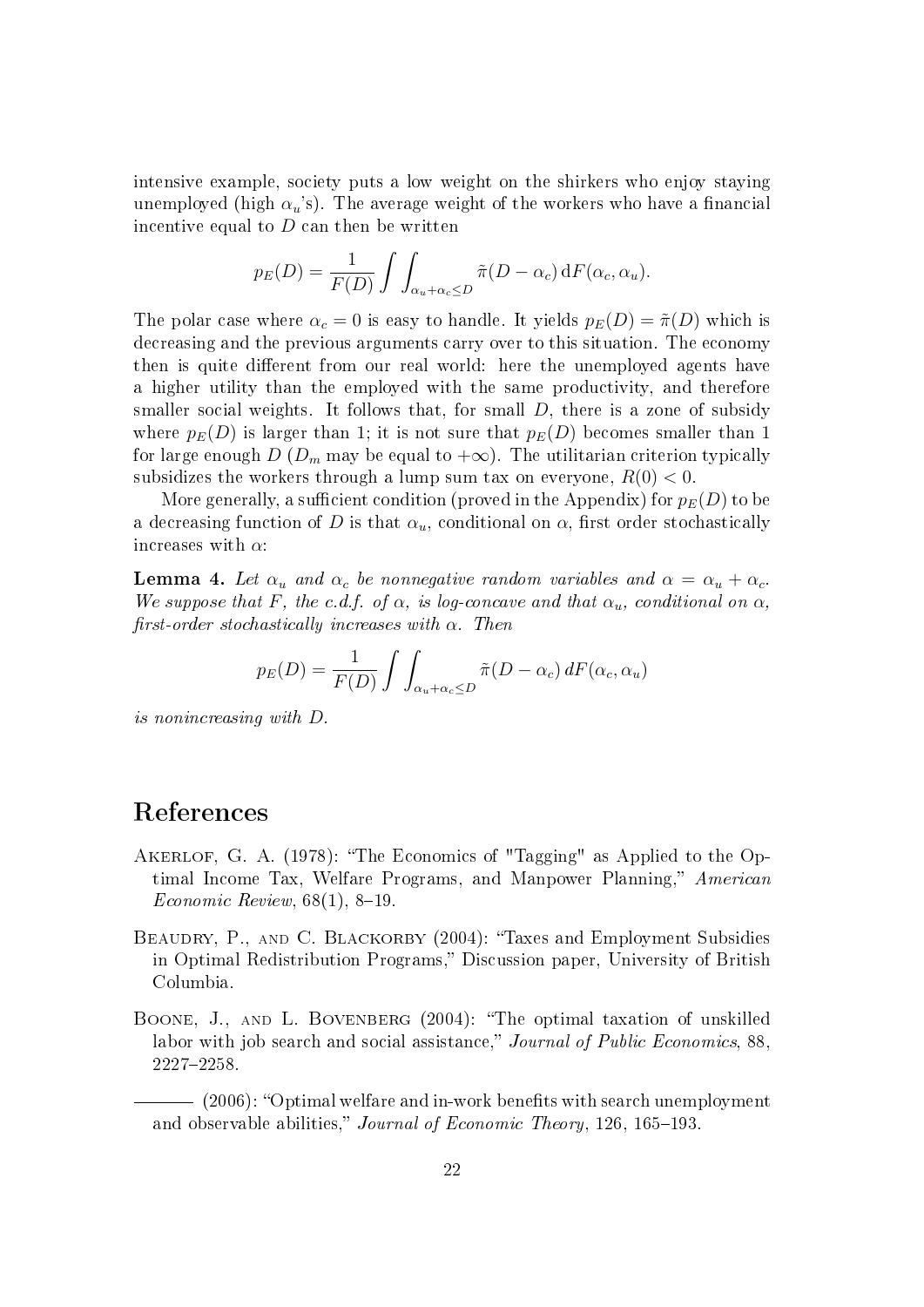intensive example, society puts a low weight on the shirkers who enjoy staying unemployed (high $\alpha_u$'s). The average weight of the workers who have a financial incentive equal to $D$ can then be written

$$p_E(D) = \frac{1}{F(D)} \int\int_{\alpha_u + \alpha_c \leq D} \tilde{\pi}(D - \alpha_c) \, \mathrm{d}F(\alpha_c, \alpha_u).$$

The polar case where $\alpha_c = 0$ is easy to handle. It yields $p_E(D) = \tilde{\pi}(D)$ which is decreasing and the previous arguments carry over to this situation. The economy then is quite different from our real world: here the unemployed agents have a higher utility than the employed with the same productivity, and therefore smaller social weights. It follows that, for small $D$, there is a zone of subsidy where $p_E(D)$ is larger than 1; it is not sure that $p_E(D)$ becomes smaller than 1 for large enough $D$ ($D_m$ may be equal to $+\infty$). The utilitarian criterion typically subsidizes the workers through a lump sum tax on everyone, $R(0) < 0$.

More generally, a sufficient condition (proved in the Appendix) for $p_E(D)$ to be a decreasing function of $D$ is that $\alpha_u$, conditional on $\alpha$, first order stochastically increases with $\alpha$:

**Lemma 4.** *Let $\alpha_u$ and $\alpha_c$ be nonnegative random variables and $\alpha = \alpha_u + \alpha_c$. We suppose that $F$, the c.d.f. of $\alpha$, is log-concave and that $\alpha_u$, conditional on $\alpha$, first-order stochastically increases with $\alpha$. Then*

$$p_E(D) = \frac{1}{F(D)} \int\int_{\alpha_u + \alpha_c \leq D} \tilde{\pi}(D - \alpha_c) \, dF(\alpha_c, \alpha_u)$$

*is nonincreasing with $D$.*

# References

Akerlof, G. A. (1978): "The Economics of "Tagging" as Applied to the Optimal Income Tax, Welfare Programs, and Manpower Planning," *American Economic Review*, 68(1), 8–19.

Beaudry, P., and C. Blackorby (2004): "Taxes and Employment Subsidies in Optimal Redistribution Programs," Discussion paper, University of British Columbia.

Boone, J., and L. Bovenberg (2004): "The optimal taxation of unskilled labor with job search and social assistance," *Journal of Public Economics*, 88, 2227–2258.

——— (2006): "Optimal welfare and in-work benefits with search unemployment and observable abilities," *Journal of Economic Theory*, 126, 165–193.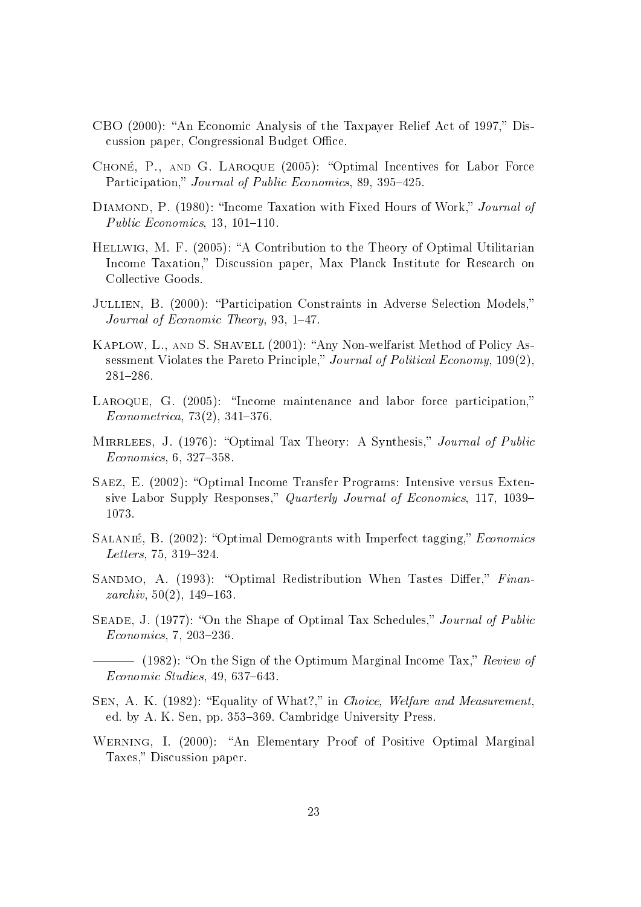CBO (2000): "An Economic Analysis of the Taxpayer Relief Act of 1997," Discussion paper, Congressional Budget Office.

Choné, P., and G. Laroque (2005): "Optimal Incentives for Labor Force Participation," *Journal of Public Economics*, 89, 395–425.

Diamond, P. (1980): "Income Taxation with Fixed Hours of Work," *Journal of Public Economics*, 13, 101–110.

Hellwig, M. F. (2005): "A Contribution to the Theory of Optimal Utilitarian Income Taxation," Discussion paper, Max Planck Institute for Research on Collective Goods.

Jullien, B. (2000): "Participation Constraints in Adverse Selection Models," *Journal of Economic Theory*, 93, 1–47.

Kaplow, L., and S. Shavell (2001): "Any Non-welfarist Method of Policy Assessment Violates the Pareto Principle," *Journal of Political Economy*, 109(2), 281–286.

Laroque, G. (2005): "Income maintenance and labor force participation," *Econometrica*, 73(2), 341–376.

Mirrlees, J. (1976): "Optimal Tax Theory: A Synthesis," *Journal of Public Economics*, 6, 327–358.

Saez, E. (2002): "Optimal Income Transfer Programs: Intensive versus Extensive Labor Supply Responses," *Quarterly Journal of Economics*, 117, 1039–1073.

Salanié, B. (2002): "Optimal Demogrants with Imperfect tagging," *Economics Letters*, 75, 319–324.

Sandmo, A. (1993): "Optimal Redistribution When Tastes Differ," *Finanzarchiv*, 50(2), 149–163.

Seade, J. (1977): "On the Shape of Optimal Tax Schedules," *Journal of Public Economics*, 7, 203–236.

——— (1982): "On the Sign of the Optimum Marginal Income Tax," *Review of Economic Studies*, 49, 637–643.

Sen, A. K. (1982): "Equality of What?," in *Choice, Welfare and Measurement*, ed. by A. K. Sen, pp. 353–369. Cambridge University Press.

Werning, I. (2000): "An Elementary Proof of Positive Optimal Marginal Taxes," Discussion paper.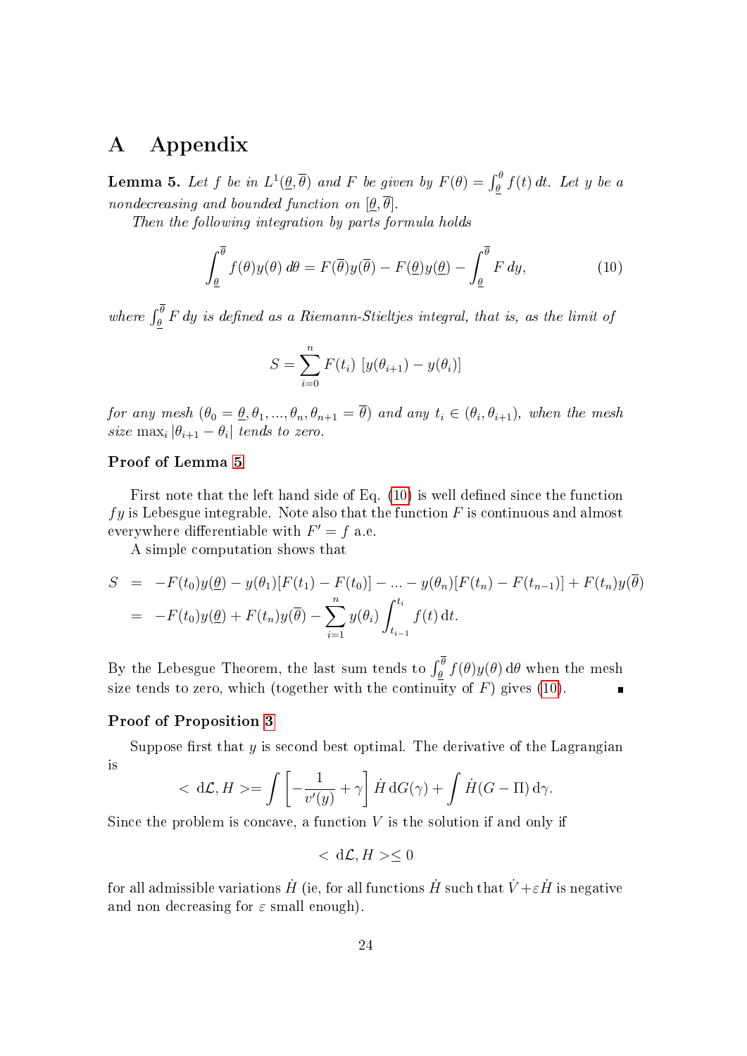# A Appendix

**Lemma 5.** *Let $f$ be in $L^1(\underline{\theta}, \overline{\theta})$ and $F$ be given by $F(\theta) = \int_{\underline{\theta}}^{\theta} f(t)\, dt$. Let $y$ be a nondecreasing and bounded function on $[\underline{\theta}, \overline{\theta}]$.*

*Then the following integration by parts formula holds*

$$\int_{\underline{\theta}}^{\overline{\theta}} f(\theta) y(\theta)\, d\theta = F(\overline{\theta}) y(\overline{\theta}) - F(\underline{\theta}) y(\underline{\theta}) - \int_{\underline{\theta}}^{\overline{\theta}} F\, dy, \tag{10}$$

*where $\int_{\underline{\theta}}^{\overline{\theta}} F\, dy$ is defined as a Riemann-Stieltjes integral, that is, as the limit of*

$$S = \sum_{i=0}^{n} F(t_i)\ [y(\theta_{i+1}) - y(\theta_i)]$$

*for any mesh $(\theta_0 = \underline{\theta}, \theta_1, ..., \theta_n, \theta_{n+1} = \overline{\theta})$ and any $t_i \in (\theta_i, \theta_{i+1})$, when the mesh size $\max_i |\theta_{i+1} - \theta_i|$ tends to zero.*

### Proof of Lemma 5

First note that the left hand side of Eq. (10) is well defined since the function $fy$ is Lebesgue integrable. Note also that the function $F$ is continuous and almost everywhere differentiable with $F' = f$ a.e.

A simple computation shows that

$$\begin{aligned}
S &= -F(t_0) y(\underline{\theta}) - y(\theta_1)[F(t_1) - F(t_0)] - ... - y(\theta_n)[F(t_n) - F(t_{n-1})] + F(t_n) y(\overline{\theta}) \\
&= -F(t_0) y(\underline{\theta}) + F(t_n) y(\overline{\theta}) - \sum_{i=1}^{n} y(\theta_i) \int_{t_{i-1}}^{t_i} f(t)\, \mathrm{d}t.
\end{aligned}$$

By the Lebesgue Theorem, the last sum tends to $\int_{\underline{\theta}}^{\overline{\theta}} f(\theta) y(\theta)\, \mathrm{d}\theta$ when the mesh size tends to zero, which (together with the continuity of $F$) gives (10). ∎

### Proof of Proposition 3

Suppose first that $y$ is second best optimal. The derivative of the Lagrangian is

$$< \mathrm{d}\mathcal{L}, H >= \int \left[ -\frac{1}{v'(y)} + \gamma \right] \dot{H}\, \mathrm{d}G(\gamma) + \int \dot{H}(G - \Pi)\, \mathrm{d}\gamma.$$

Since the problem is concave, a function $V$ is the solution if and only if

$$< \mathrm{d}\mathcal{L}, H > \leq 0$$

for all admissible variations $\dot{H}$ (ie, for all functions $\dot{H}$ such that $\dot{V} + \varepsilon \dot{H}$ is negative and non decreasing for $\varepsilon$ small enough).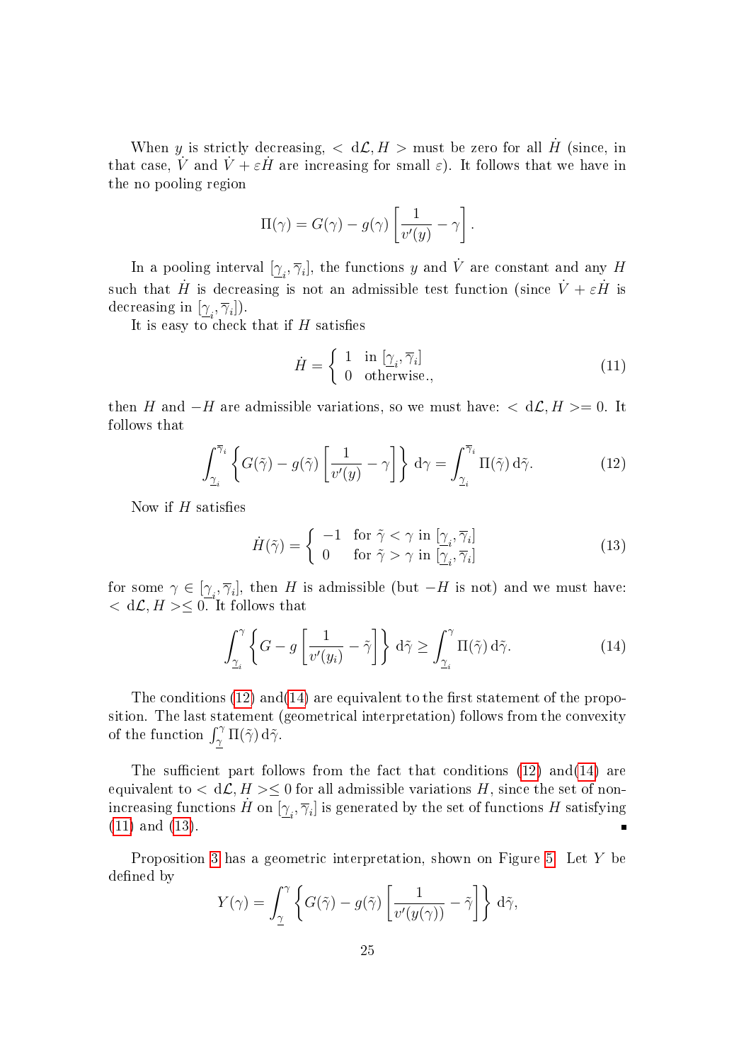When $y$ is strictly decreasing, $< \mathrm{d}\mathcal{L}, H >$ must be zero for all $\dot{H}$ (since, in that case, $\dot{V}$ and $\dot{V} + \varepsilon \dot{H}$ are increasing for small $\varepsilon$). It follows that we have in the no pooling region

$$\Pi(\gamma) = G(\gamma) - g(\gamma)\left[\frac{1}{v'(y)} - \gamma\right].$$

In a pooling interval $[\underline{\gamma}_i, \overline{\gamma}_i]$, the functions $y$ and $\dot{V}$ are constant and any $H$ such that $\dot{H}$ is decreasing is not an admissible test function (since $\dot{V} + \varepsilon \dot{H}$ is decreasing in $[\underline{\gamma}_i, \overline{\gamma}_i]$).

It is easy to check that if $H$ satisfies

$$\dot{H} = \begin{cases} 1 & \text{in } [\underline{\gamma}_i, \overline{\gamma}_i] \\ 0 & \text{otherwise.,} \end{cases} \tag{11}$$

then $H$ and $-H$ are admissible variations, so we must have: $< \mathrm{d}\mathcal{L}, H >= 0$. It follows that

$$\int_{\underline{\gamma}_i}^{\overline{\gamma}_i} \left\{ G(\tilde{\gamma}) - g(\tilde{\gamma})\left[\frac{1}{v'(y)} - \gamma\right]\right\} \mathrm{d}\gamma = \int_{\underline{\gamma}_i}^{\overline{\gamma}_i} \Pi(\tilde{\gamma})\, \mathrm{d}\tilde{\gamma}. \tag{12}$$

Now if $H$ satisfies

$$\dot{H}(\tilde{\gamma}) = \begin{cases} -1 & \text{for } \tilde{\gamma} < \gamma \text{ in } [\underline{\gamma}_i, \overline{\gamma}_i] \\ 0 & \text{for } \tilde{\gamma} > \gamma \text{ in } [\underline{\gamma}_i, \overline{\gamma}_i] \end{cases} \tag{13}$$

for some $\gamma \in [\underline{\gamma}_i, \overline{\gamma}_i]$, then $H$ is admissible (but $-H$ is not) and we must have: $< \mathrm{d}\mathcal{L}, H > \leq 0$. It follows that

$$\int_{\underline{\gamma}_i}^{\gamma} \left\{ G - g\left[\frac{1}{v'(y_i)} - \tilde{\gamma}\right]\right\} \mathrm{d}\tilde{\gamma} \geq \int_{\underline{\gamma}_i}^{\gamma} \Pi(\tilde{\gamma})\, \mathrm{d}\tilde{\gamma}. \tag{14}$$

The conditions (12) and(14) are equivalent to the first statement of the proposition. The last statement (geometrical interpretation) follows from the convexity of the function $\int_{\underline{\gamma}}^{\gamma} \Pi(\tilde{\gamma})\, \mathrm{d}\tilde{\gamma}$.

The sufficient part follows from the fact that conditions (12) and(14) are equivalent to $< \mathrm{d}\mathcal{L}, H > \leq 0$ for all admissible variations $H$, since the set of non-increasing functions $\dot{H}$ on $[\underline{\gamma}_i, \overline{\gamma}_i]$ is generated by the set of functions $H$ satisfying (11) and (13). ∎

Proposition 3 has a geometric interpretation, shown on Figure 5. Let $Y$ be defined by

$$Y(\gamma) = \int_{\underline{\gamma}}^{\gamma} \left\{ G(\tilde{\gamma}) - g(\tilde{\gamma})\left[\frac{1}{v'(y(\gamma))} - \tilde{\gamma}\right]\right\} \mathrm{d}\tilde{\gamma},$$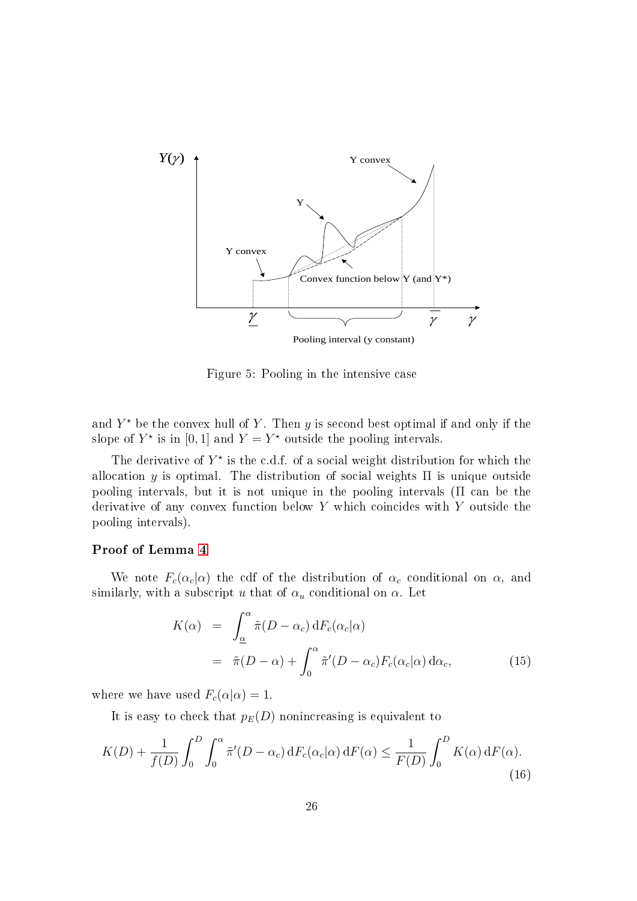Figure 5: Pooling in the intensive case

and $Y^\star$ be the convex hull of $Y$. Then $y$ is second best optimal if and only if the slope of $Y^\star$ is in $[0,1]$ and $Y = Y^\star$ outside the pooling intervals.

The derivative of $Y^\star$ is the c.d.f. of a social weight distribution for which the allocation $y$ is optimal. The distribution of social weights $\Pi$ is unique outside pooling intervals, but it is not unique in the pooling intervals ($\Pi$ can be the derivative of any convex function below $Y$ which coincides with $Y$ outside the pooling intervals).

### Proof of Lemma 4

We note $F_c(\alpha_c|\alpha)$ the cdf of the distribution of $\alpha_c$ conditional on $\alpha$, and similarly, with a subscript $u$ that of $\alpha_u$ conditional on $\alpha$. Let

$$
\begin{aligned}
K(\alpha) &= \int_{\underline{\alpha}}^{\alpha} \tilde{\pi}(D - \alpha_c)\,\mathrm{d}F_c(\alpha_c|\alpha) \\
&= \tilde{\pi}(D - \alpha) + \int_0^{\alpha} \tilde{\pi}'(D - \alpha_c) F_c(\alpha_c|\alpha)\,\mathrm{d}\alpha_c, \qquad (15)
\end{aligned}
$$

where we have used $F_c(\alpha|\alpha) = 1$.

It is easy to check that $p_E(D)$ nonincreasing is equivalent to

$$
K(D) + \frac{1}{f(D)} \int_0^D \int_0^{\alpha} \tilde{\pi}'(D - \alpha_c)\,\mathrm{d}F_c(\alpha_c|\alpha)\,\mathrm{d}F(\alpha) \leq \frac{1}{F(D)} \int_0^D K(\alpha)\,\mathrm{d}F(\alpha). \qquad (16)
$$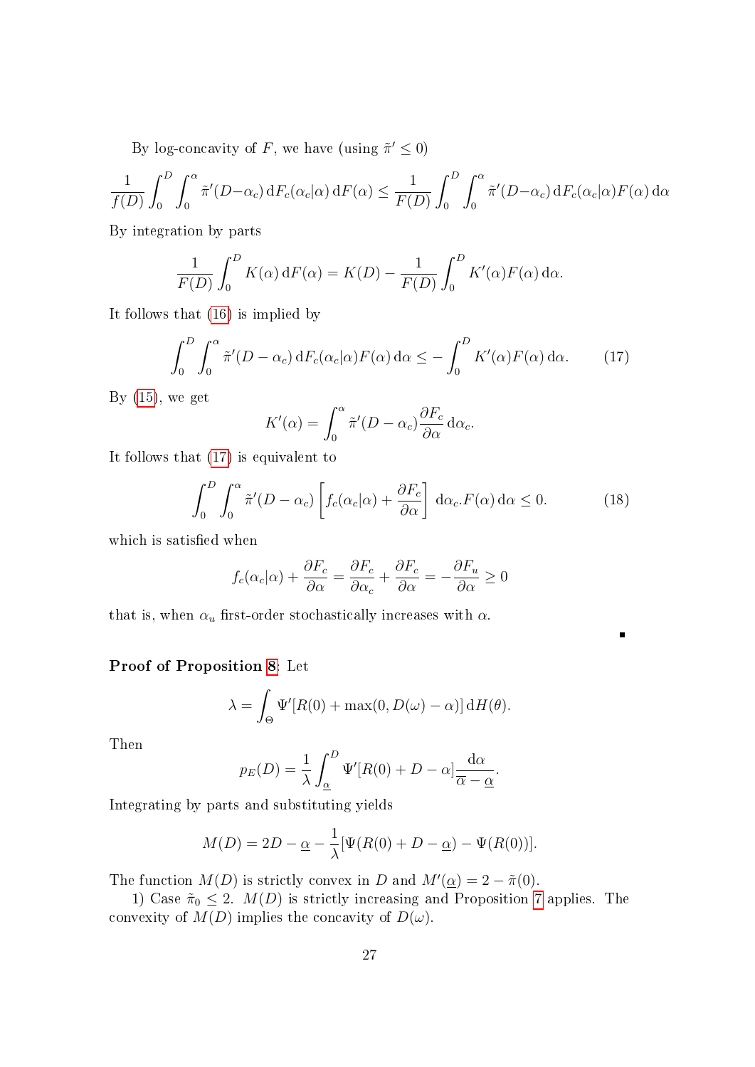By log-concavity of $F$, we have (using $\tilde{\pi}' \leq 0$)

$$\frac{1}{f(D)} \int_0^D \int_0^\alpha \tilde{\pi}'(D-\alpha_c)\,\mathrm{d}F_c(\alpha_c|\alpha)\,\mathrm{d}F(\alpha) \leq \frac{1}{F(D)} \int_0^D \int_0^\alpha \tilde{\pi}'(D-\alpha_c)\,\mathrm{d}F_c(\alpha_c|\alpha) F(\alpha)\,\mathrm{d}\alpha$$

By integration by parts

$$\frac{1}{F(D)} \int_0^D K(\alpha)\,\mathrm{d}F(\alpha) = K(D) - \frac{1}{F(D)} \int_0^D K'(\alpha) F(\alpha)\,\mathrm{d}\alpha.$$

It follows that (16) is implied by

$$\int_0^D \int_0^\alpha \tilde{\pi}'(D-\alpha_c)\,\mathrm{d}F_c(\alpha_c|\alpha) F(\alpha)\,\mathrm{d}\alpha \leq - \int_0^D K'(\alpha) F(\alpha)\,\mathrm{d}\alpha. \tag{17}$$

By (15), we get

$$K'(\alpha) = \int_0^\alpha \tilde{\pi}'(D-\alpha_c) \frac{\partial F_c}{\partial \alpha}\,\mathrm{d}\alpha_c.$$

It follows that (17) is equivalent to

$$\int_0^D \int_0^\alpha \tilde{\pi}'(D-\alpha_c) \left[ f_c(\alpha_c|\alpha) + \frac{\partial F_c}{\partial \alpha} \right] \mathrm{d}\alpha_c . F(\alpha)\,\mathrm{d}\alpha \leq 0. \tag{18}$$

which is satisfied when

$$f_c(\alpha_c|\alpha) + \frac{\partial F_c}{\partial \alpha} = \frac{\partial F_c}{\partial \alpha_c} + \frac{\partial F_c}{\partial \alpha} = -\frac{\partial F_u}{\partial \alpha} \geq 0$$

that is, when $\alpha_u$ first-order stochastically increases with $\alpha$.

∎

**Proof of Proposition 8.** Let

$$\lambda = \int_\Theta \Psi'[R(0) + \max(0, D(\omega) - \alpha)]\,\mathrm{d}H(\theta).$$

Then

$$p_E(D) = \frac{1}{\lambda} \int_{\underline{\alpha}}^D \Psi'[R(0) + D - \alpha] \frac{\mathrm{d}\alpha}{\overline{\alpha} - \underline{\alpha}}.$$

Integrating by parts and substituting yields

$$M(D) = 2D - \underline{\alpha} - \frac{1}{\lambda}[\Psi(R(0) + D - \underline{\alpha}) - \Psi(R(0))].$$

The function $M(D)$ is strictly convex in $D$ and $M'(\underline{\alpha}) = 2 - \tilde{\pi}(0)$.

1) Case $\tilde{\pi}_0 \leq 2$. $M(D)$ is strictly increasing and Proposition 7 applies. The convexity of $M(D)$ implies the concavity of $D(\omega)$.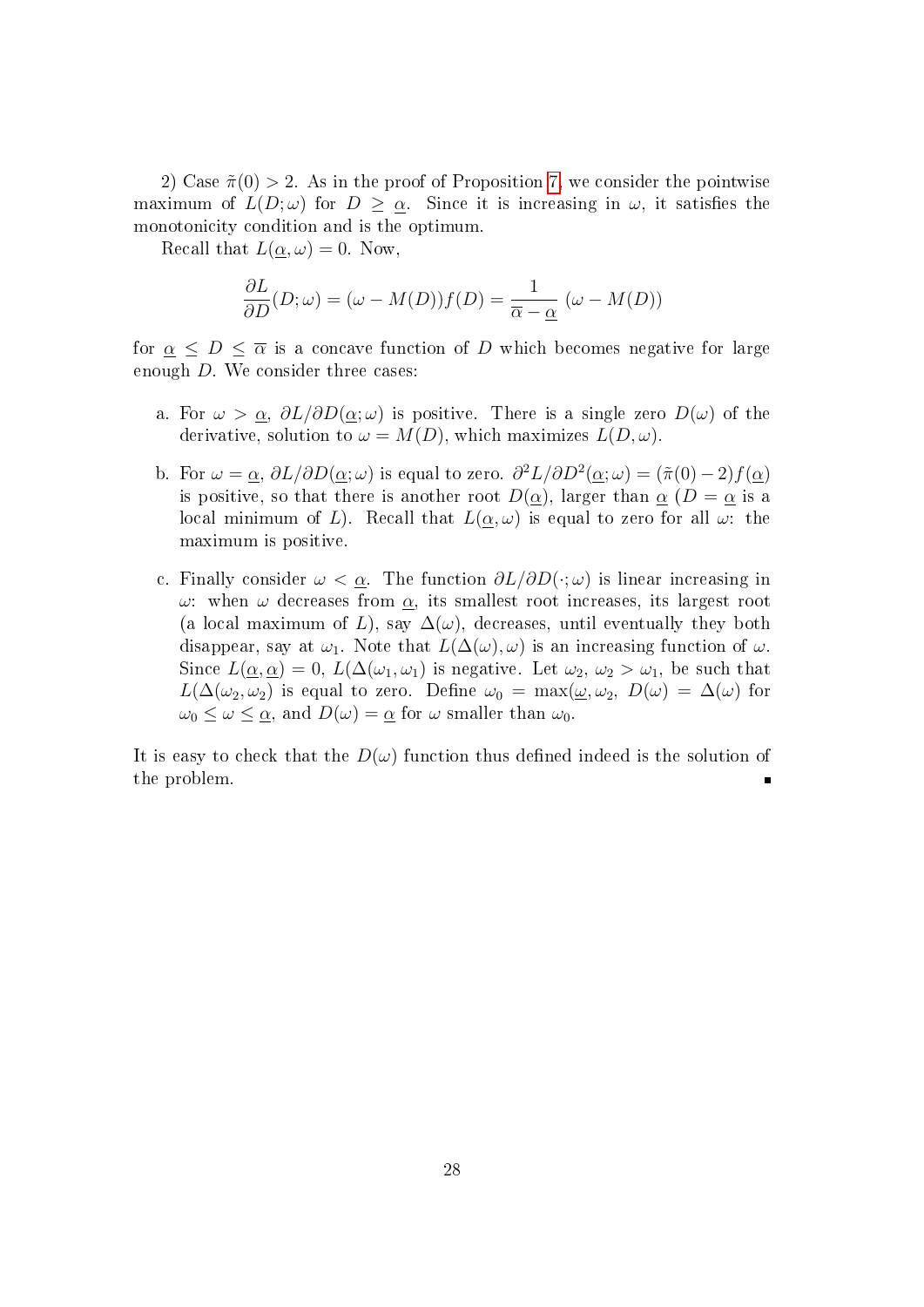2) Case $\tilde{\pi}(0) > 2$. As in the proof of Proposition 7, we consider the pointwise maximum of $L(D;\omega)$ for $D \geq \underline{\alpha}$. Since it is increasing in $\omega$, it satisfies the monotonicity condition and is the optimum.

Recall that $L(\underline{\alpha}, \omega) = 0$. Now,

$$\frac{\partial L}{\partial D}(D;\omega) = (\omega - M(D))f(D) = \frac{1}{\overline{\alpha} - \underline{\alpha}}\,(\omega - M(D))$$

for $\underline{\alpha} \leq D \leq \overline{\alpha}$ is a concave function of $D$ which becomes negative for large enough $D$. We consider three cases:

a. For $\omega > \underline{\alpha}$, $\partial L/\partial D(\underline{\alpha};\omega)$ is positive. There is a single zero $D(\omega)$ of the derivative, solution to $\omega = M(D)$, which maximizes $L(D,\omega)$.

b. For $\omega = \underline{\alpha}$, $\partial L/\partial D(\underline{\alpha};\omega)$ is equal to zero. $\partial^2 L/\partial D^2(\underline{\alpha};\omega) = (\tilde{\pi}(0) - 2)f(\underline{\alpha})$ is positive, so that there is another root $D(\underline{\alpha})$, larger than $\underline{\alpha}$ ($D = \underline{\alpha}$ is a local minimum of $L$). Recall that $L(\underline{\alpha}, \omega)$ is equal to zero for all $\omega$: the maximum is positive.

c. Finally consider $\omega < \underline{\alpha}$. The function $\partial L/\partial D(\cdot;\omega)$ is linear increasing in $\omega$: when $\omega$ decreases from $\underline{\alpha}$, its smallest root increases, its largest root (a local maximum of $L$), say $\Delta(\omega)$, decreases, until eventually they both disappear, say at $\omega_1$. Note that $L(\Delta(\omega), \omega)$ is an increasing function of $\omega$. Since $L(\underline{\alpha}, \underline{\alpha}) = 0$, $L(\Delta(\omega_1, \omega_1)$ is negative. Let $\omega_2$, $\omega_2 > \omega_1$, be such that $L(\Delta(\omega_2, \omega_2)$ is equal to zero. Define $\omega_0 = \max(\underline{\omega}, \omega_2$, $D(\omega) = \Delta(\omega)$ for $\omega_0 \leq \omega \leq \underline{\alpha}$, and $D(\omega) = \underline{\alpha}$ for $\omega$ smaller than $\omega_0$.

It is easy to check that the $D(\omega)$ function thus defined indeed is the solution of the problem. ∎